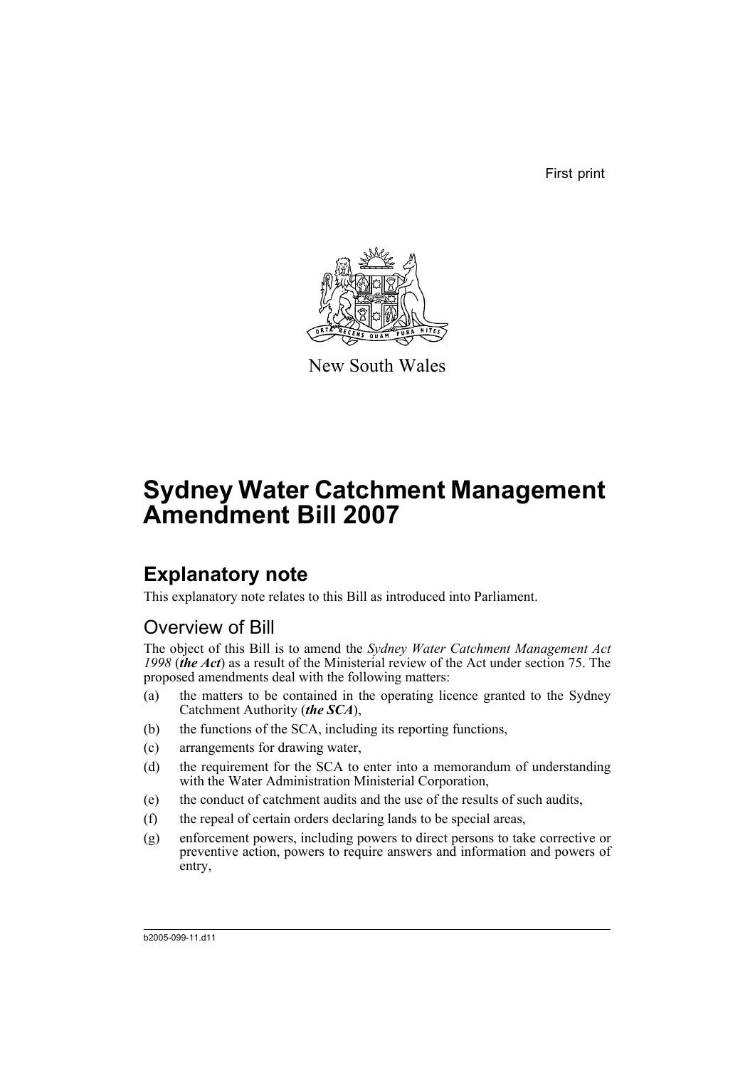First print

New South Wales

# Sydney Water Catchment Management Amendment Bill 2007

## Explanatory note

This explanatory note relates to this Bill as introduced into Parliament.

### Overview of Bill

The object of this Bill is to amend the *Sydney Water Catchment Management Act 1998* (***the Act***) as a result of the Ministerial review of the Act under section 75. The proposed amendments deal with the following matters:

(a) the matters to be contained in the operating licence granted to the Sydney Catchment Authority (***the SCA***),

(b) the functions of the SCA, including its reporting functions,

(c) arrangements for drawing water,

(d) the requirement for the SCA to enter into a memorandum of understanding with the Water Administration Ministerial Corporation,

(e) the conduct of catchment audits and the use of the results of such audits,

(f) the repeal of certain orders declaring lands to be special areas,

(g) enforcement powers, including powers to direct persons to take corrective or preventive action, powers to require answers and information and powers of entry,

b2005-099-11.d11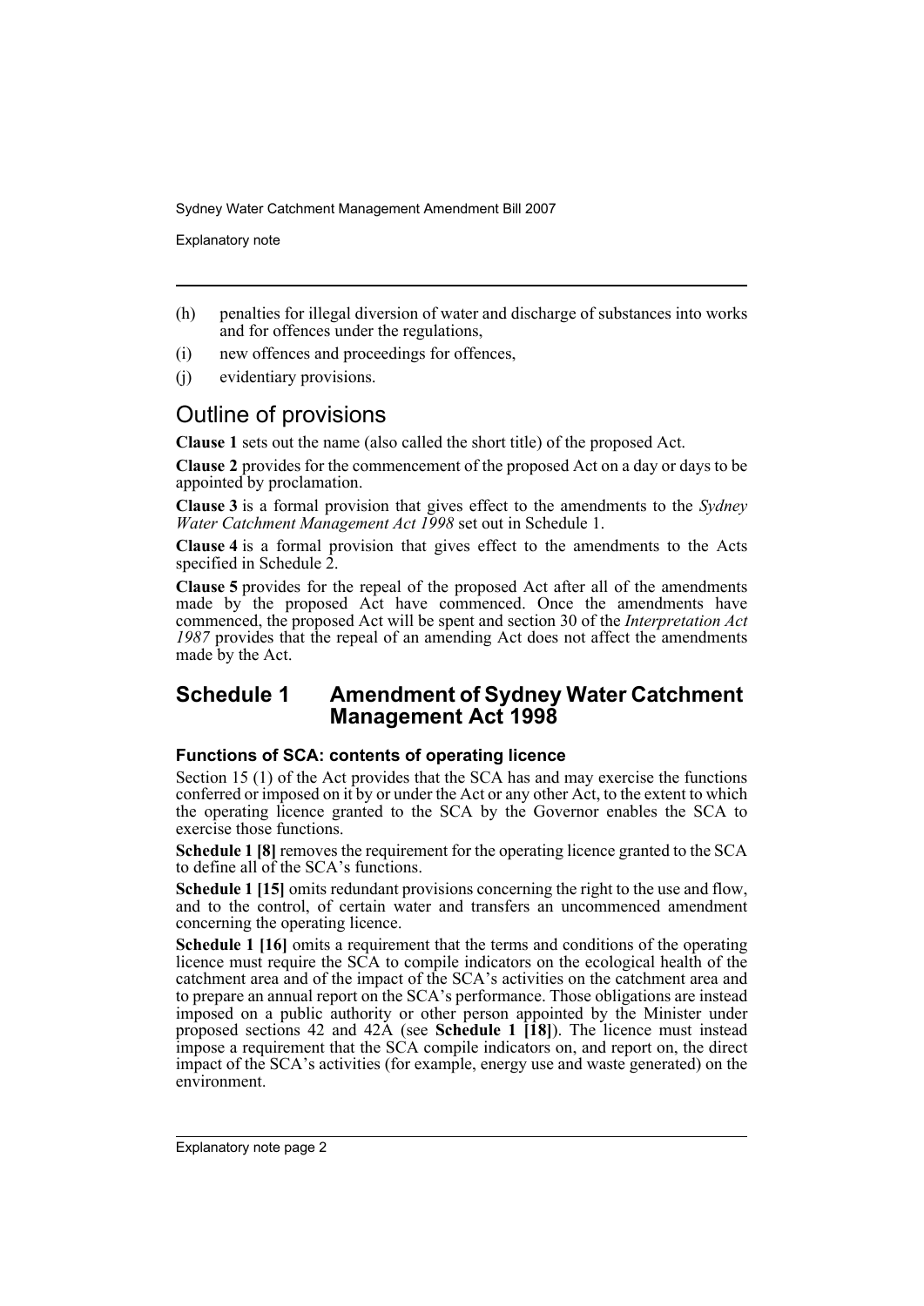(h) penalties for illegal diversion of water and discharge of substances into works and for offences under the regulations,

(i) new offences and proceedings for offences,

(j) evidentiary provisions.

## Outline of provisions

**Clause 1** sets out the name (also called the short title) of the proposed Act.

**Clause 2** provides for the commencement of the proposed Act on a day or days to be appointed by proclamation.

**Clause 3** is a formal provision that gives effect to the amendments to the *Sydney Water Catchment Management Act 1998* set out in Schedule 1.

**Clause 4** is a formal provision that gives effect to the amendments to the Acts specified in Schedule 2.

**Clause 5** provides for the repeal of the proposed Act after all of the amendments made by the proposed Act have commenced. Once the amendments have commenced, the proposed Act will be spent and section 30 of the *Interpretation Act 1987* provides that the repeal of an amending Act does not affect the amendments made by the Act.

## Schedule 1 Amendment of Sydney Water Catchment Management Act 1998

### Functions of SCA: contents of operating licence

Section 15 (1) of the Act provides that the SCA has and may exercise the functions conferred or imposed on it by or under the Act or any other Act, to the extent to which the operating licence granted to the SCA by the Governor enables the SCA to exercise those functions.

**Schedule 1 [8]** removes the requirement for the operating licence granted to the SCA to define all of the SCA's functions.

**Schedule 1 [15]** omits redundant provisions concerning the right to the use and flow, and to the control, of certain water and transfers an uncommenced amendment concerning the operating licence.

**Schedule 1 [16]** omits a requirement that the terms and conditions of the operating licence must require the SCA to compile indicators on the ecological health of the catchment area and of the impact of the SCA's activities on the catchment area and to prepare an annual report on the SCA's performance. Those obligations are instead imposed on a public authority or other person appointed by the Minister under proposed sections 42 and 42A (see **Schedule 1 [18]**). The licence must instead impose a requirement that the SCA compile indicators on, and report on, the direct impact of the SCA's activities (for example, energy use and waste generated) on the environment.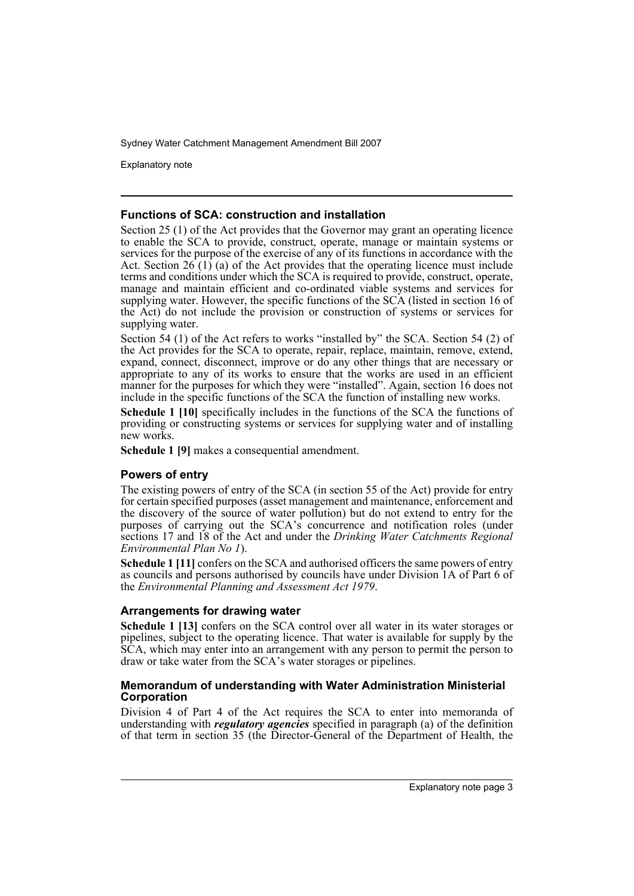### Functions of SCA: construction and installation

Section 25 (1) of the Act provides that the Governor may grant an operating licence to enable the SCA to provide, construct, operate, manage or maintain systems or services for the purpose of the exercise of any of its functions in accordance with the Act. Section 26 (1) (a) of the Act provides that the operating licence must include terms and conditions under which the SCA is required to provide, construct, operate, manage and maintain efficient and co-ordinated viable systems and services for supplying water. However, the specific functions of the SCA (listed in section 16 of the Act) do not include the provision or construction of systems or services for supplying water.

Section 54 (1) of the Act refers to works "installed by" the SCA. Section 54 (2) of the Act provides for the SCA to operate, repair, replace, maintain, remove, extend, expand, connect, disconnect, improve or do any other things that are necessary or appropriate to any of its works to ensure that the works are used in an efficient manner for the purposes for which they were "installed". Again, section 16 does not include in the specific functions of the SCA the function of installing new works.

**Schedule 1 [10]** specifically includes in the functions of the SCA the functions of providing or constructing systems or services for supplying water and of installing new works.

**Schedule 1 [9]** makes a consequential amendment.

### Powers of entry

The existing powers of entry of the SCA (in section 55 of the Act) provide for entry for certain specified purposes (asset management and maintenance, enforcement and the discovery of the source of water pollution) but do not extend to entry for the purposes of carrying out the SCA's concurrence and notification roles (under sections 17 and 18 of the Act and under the *Drinking Water Catchments Regional Environmental Plan No 1*).

**Schedule 1 [11]** confers on the SCA and authorised officers the same powers of entry as councils and persons authorised by councils have under Division 1A of Part 6 of the *Environmental Planning and Assessment Act 1979*.

### Arrangements for drawing water

**Schedule 1 [13]** confers on the SCA control over all water in its water storages or pipelines, subject to the operating licence. That water is available for supply by the SCA, which may enter into an arrangement with any person to permit the person to draw or take water from the SCA's water storages or pipelines.

### Memorandum of understanding with Water Administration Ministerial Corporation

Division 4 of Part 4 of the Act requires the SCA to enter into memoranda of understanding with ***regulatory agencies*** specified in paragraph (a) of the definition of that term in section 35 (the Director-General of the Department of Health, the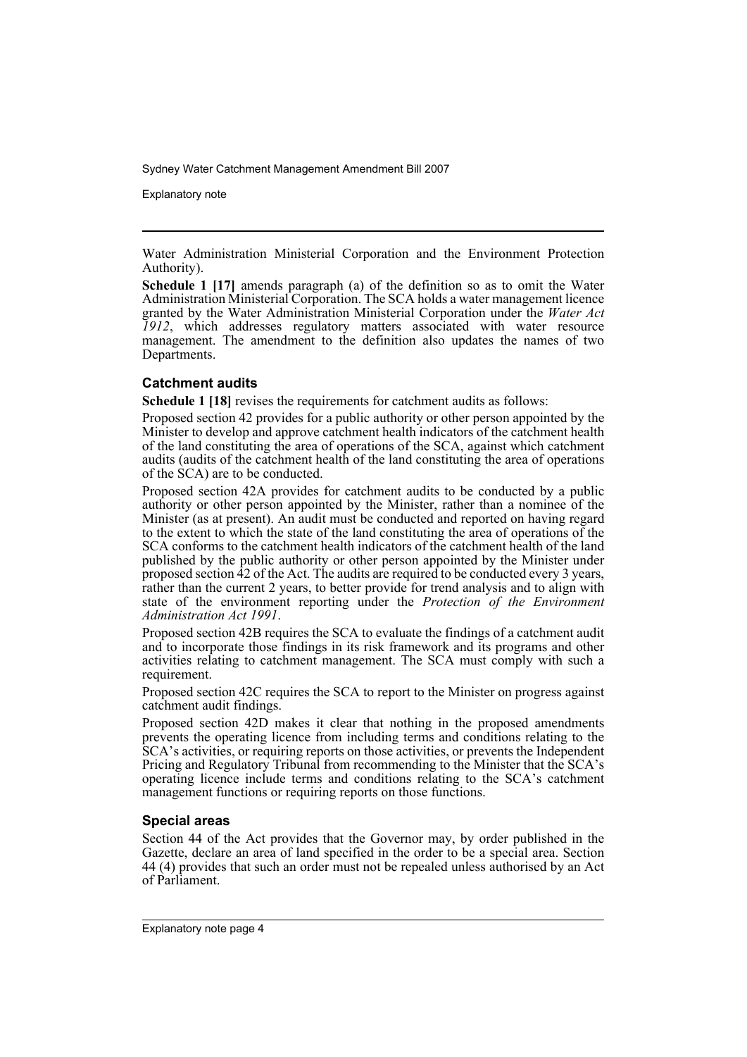Water Administration Ministerial Corporation and the Environment Protection Authority).

**Schedule 1 [17]** amends paragraph (a) of the definition so as to omit the Water Administration Ministerial Corporation. The SCA holds a water management licence granted by the Water Administration Ministerial Corporation under the *Water Act 1912*, which addresses regulatory matters associated with water resource management. The amendment to the definition also updates the names of two Departments.

### Catchment audits

**Schedule 1 [18]** revises the requirements for catchment audits as follows:

Proposed section 42 provides for a public authority or other person appointed by the Minister to develop and approve catchment health indicators of the catchment health of the land constituting the area of operations of the SCA, against which catchment audits (audits of the catchment health of the land constituting the area of operations of the SCA) are to be conducted.

Proposed section 42A provides for catchment audits to be conducted by a public authority or other person appointed by the Minister, rather than a nominee of the Minister (as at present). An audit must be conducted and reported on having regard to the extent to which the state of the land constituting the area of operations of the SCA conforms to the catchment health indicators of the catchment health of the land published by the public authority or other person appointed by the Minister under proposed section 42 of the Act. The audits are required to be conducted every 3 years, rather than the current 2 years, to better provide for trend analysis and to align with state of the environment reporting under the *Protection of the Environment Administration Act 1991*.

Proposed section 42B requires the SCA to evaluate the findings of a catchment audit and to incorporate those findings in its risk framework and its programs and other activities relating to catchment management. The SCA must comply with such a requirement.

Proposed section 42C requires the SCA to report to the Minister on progress against catchment audit findings.

Proposed section 42D makes it clear that nothing in the proposed amendments prevents the operating licence from including terms and conditions relating to the SCA's activities, or requiring reports on those activities, or prevents the Independent Pricing and Regulatory Tribunal from recommending to the Minister that the SCA's operating licence include terms and conditions relating to the SCA's catchment management functions or requiring reports on those functions.

### Special areas

Section 44 of the Act provides that the Governor may, by order published in the Gazette, declare an area of land specified in the order to be a special area. Section 44 (4) provides that such an order must not be repealed unless authorised by an Act of Parliament.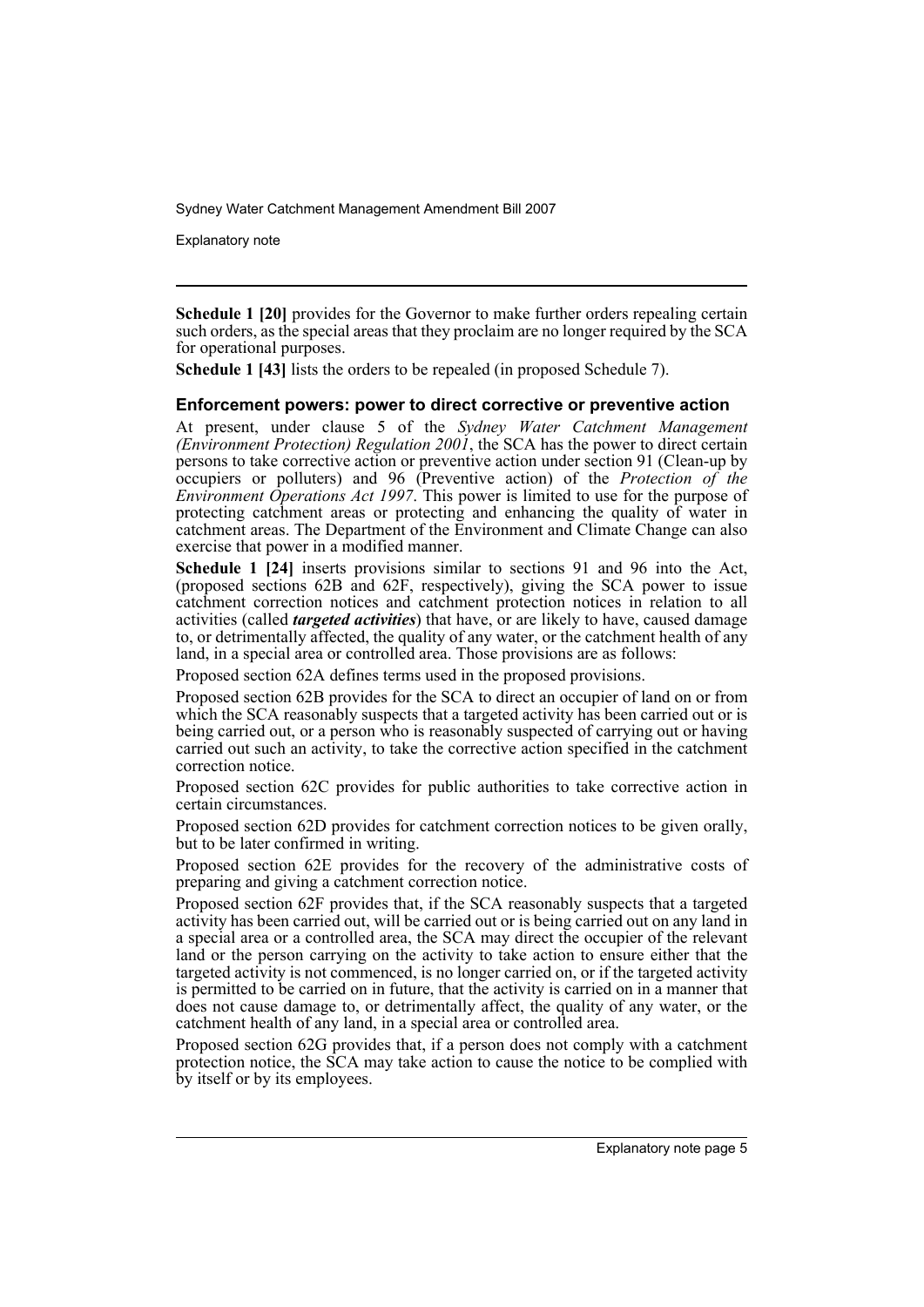**Schedule 1 [20]** provides for the Governor to make further orders repealing certain such orders, as the special areas that they proclaim are no longer required by the SCA for operational purposes.

**Schedule 1 [43]** lists the orders to be repealed (in proposed Schedule 7).

### Enforcement powers: power to direct corrective or preventive action

At present, under clause 5 of the *Sydney Water Catchment Management (Environment Protection) Regulation 2001*, the SCA has the power to direct certain persons to take corrective action or preventive action under section 91 (Clean-up by occupiers or polluters) and 96 (Preventive action) of the *Protection of the Environment Operations Act 1997*. This power is limited to use for the purpose of protecting catchment areas or protecting and enhancing the quality of water in catchment areas. The Department of the Environment and Climate Change can also exercise that power in a modified manner.

**Schedule 1 [24]** inserts provisions similar to sections 91 and 96 into the Act, (proposed sections 62B and 62F, respectively), giving the SCA power to issue catchment correction notices and catchment protection notices in relation to all activities (called ***targeted activities***) that have, or are likely to have, caused damage to, or detrimentally affected, the quality of any water, or the catchment health of any land, in a special area or controlled area. Those provisions are as follows:

Proposed section 62A defines terms used in the proposed provisions.

Proposed section 62B provides for the SCA to direct an occupier of land on or from which the SCA reasonably suspects that a targeted activity has been carried out or is being carried out, or a person who is reasonably suspected of carrying out or having carried out such an activity, to take the corrective action specified in the catchment correction notice.

Proposed section 62C provides for public authorities to take corrective action in certain circumstances.

Proposed section 62D provides for catchment correction notices to be given orally, but to be later confirmed in writing.

Proposed section 62E provides for the recovery of the administrative costs of preparing and giving a catchment correction notice.

Proposed section 62F provides that, if the SCA reasonably suspects that a targeted activity has been carried out, will be carried out or is being carried out on any land in a special area or a controlled area, the SCA may direct the occupier of the relevant land or the person carrying on the activity to take action to ensure either that the targeted activity is not commenced, is no longer carried on, or if the targeted activity is permitted to be carried on in future, that the activity is carried on in a manner that does not cause damage to, or detrimentally affect, the quality of any water, or the catchment health of any land, in a special area or controlled area.

Proposed section 62G provides that, if a person does not comply with a catchment protection notice, the SCA may take action to cause the notice to be complied with by itself or by its employees.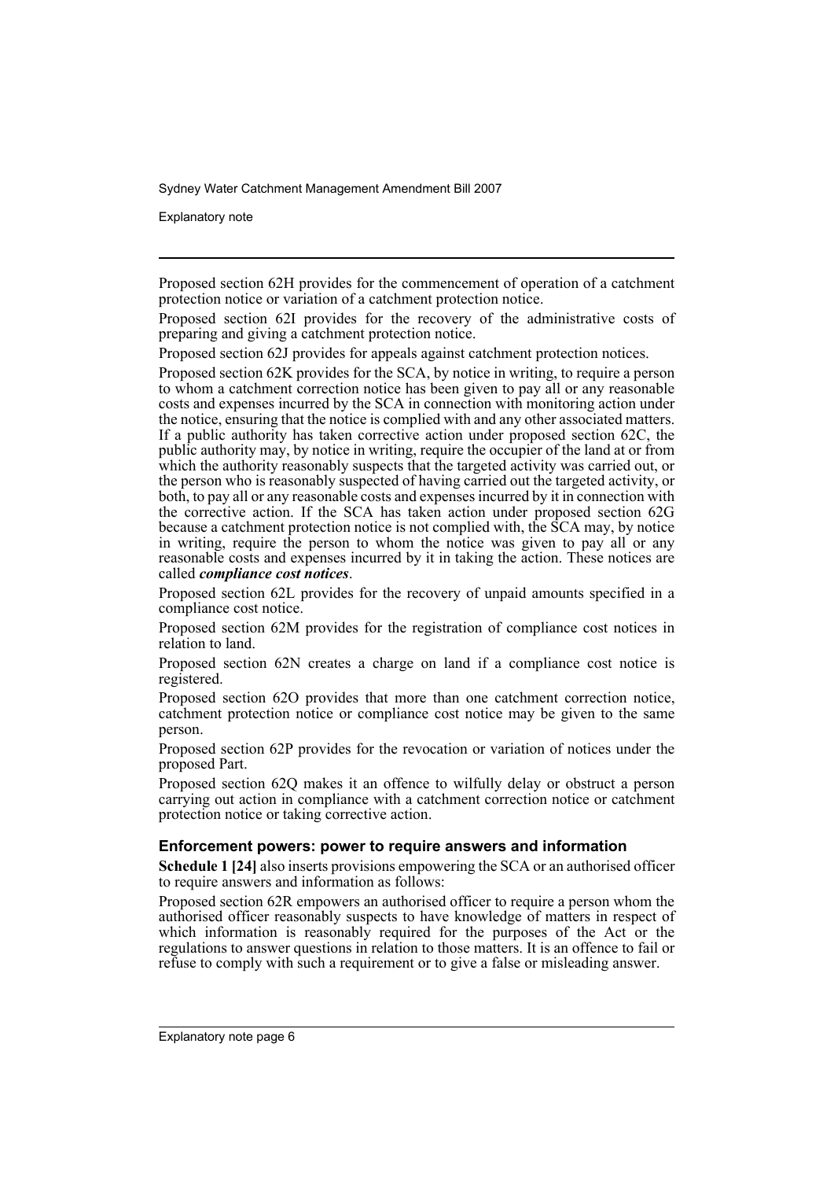Proposed section 62H provides for the commencement of operation of a catchment protection notice or variation of a catchment protection notice.

Proposed section 62I provides for the recovery of the administrative costs of preparing and giving a catchment protection notice.

Proposed section 62J provides for appeals against catchment protection notices.

Proposed section 62K provides for the SCA, by notice in writing, to require a person to whom a catchment correction notice has been given to pay all or any reasonable costs and expenses incurred by the SCA in connection with monitoring action under the notice, ensuring that the notice is complied with and any other associated matters. If a public authority has taken corrective action under proposed section 62C, the public authority may, by notice in writing, require the occupier of the land at or from which the authority reasonably suspects that the targeted activity was carried out, or the person who is reasonably suspected of having carried out the targeted activity, or both, to pay all or any reasonable costs and expenses incurred by it in connection with the corrective action. If the SCA has taken action under proposed section 62G because a catchment protection notice is not complied with, the SCA may, by notice in writing, require the person to whom the notice was given to pay all or any reasonable costs and expenses incurred by it in taking the action. These notices are called ***compliance cost notices***.

Proposed section 62L provides for the recovery of unpaid amounts specified in a compliance cost notice.

Proposed section 62M provides for the registration of compliance cost notices in relation to land.

Proposed section 62N creates a charge on land if a compliance cost notice is registered.

Proposed section 62O provides that more than one catchment correction notice, catchment protection notice or compliance cost notice may be given to the same person.

Proposed section 62P provides for the revocation or variation of notices under the proposed Part.

Proposed section 62Q makes it an offence to wilfully delay or obstruct a person carrying out action in compliance with a catchment correction notice or catchment protection notice or taking corrective action.

### Enforcement powers: power to require answers and information

**Schedule 1 [24]** also inserts provisions empowering the SCA or an authorised officer to require answers and information as follows:

Proposed section 62R empowers an authorised officer to require a person whom the authorised officer reasonably suspects to have knowledge of matters in respect of which information is reasonably required for the purposes of the Act or the regulations to answer questions in relation to those matters. It is an offence to fail or refuse to comply with such a requirement or to give a false or misleading answer.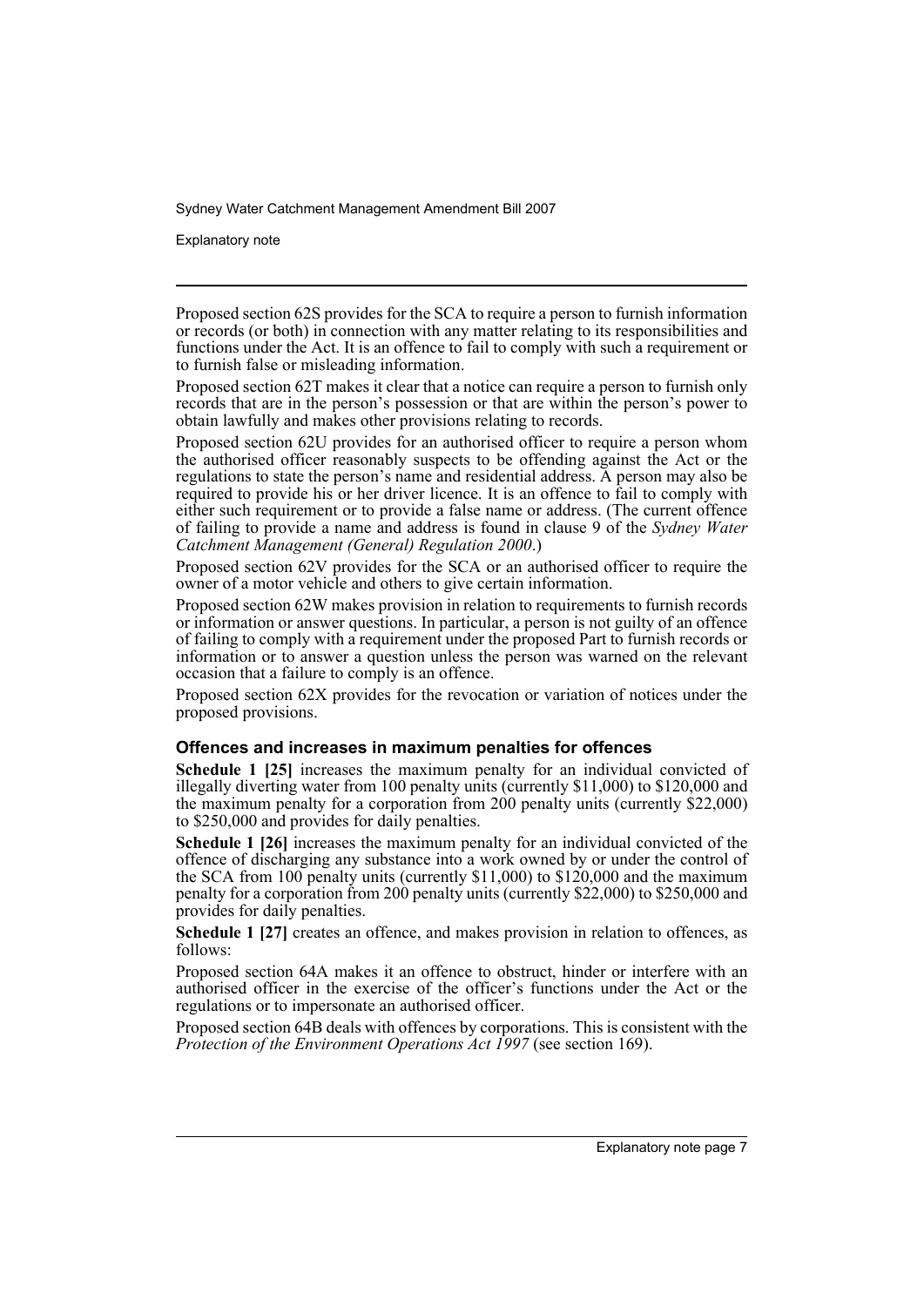Proposed section 62S provides for the SCA to require a person to furnish information or records (or both) in connection with any matter relating to its responsibilities and functions under the Act. It is an offence to fail to comply with such a requirement or to furnish false or misleading information.

Proposed section 62T makes it clear that a notice can require a person to furnish only records that are in the person's possession or that are within the person's power to obtain lawfully and makes other provisions relating to records.

Proposed section 62U provides for an authorised officer to require a person whom the authorised officer reasonably suspects to be offending against the Act or the regulations to state the person's name and residential address. A person may also be required to provide his or her driver licence. It is an offence to fail to comply with either such requirement or to provide a false name or address. (The current offence of failing to provide a name and address is found in clause 9 of the *Sydney Water Catchment Management (General) Regulation 2000*.)

Proposed section 62V provides for the SCA or an authorised officer to require the owner of a motor vehicle and others to give certain information.

Proposed section 62W makes provision in relation to requirements to furnish records or information or answer questions. In particular, a person is not guilty of an offence of failing to comply with a requirement under the proposed Part to furnish records or information or to answer a question unless the person was warned on the relevant occasion that a failure to comply is an offence.

Proposed section 62X provides for the revocation or variation of notices under the proposed provisions.

### Offences and increases in maximum penalties for offences

**Schedule 1 [25]** increases the maximum penalty for an individual convicted of illegally diverting water from 100 penalty units (currently $11,000) to $120,000 and the maximum penalty for a corporation from 200 penalty units (currently $22,000) to $250,000 and provides for daily penalties.

**Schedule 1 [26]** increases the maximum penalty for an individual convicted of the offence of discharging any substance into a work owned by or under the control of the SCA from 100 penalty units (currently $11,000) to $120,000 and the maximum penalty for a corporation from 200 penalty units (currently $22,000) to $250,000 and provides for daily penalties.

**Schedule 1 [27]** creates an offence, and makes provision in relation to offences, as follows:

Proposed section 64A makes it an offence to obstruct, hinder or interfere with an authorised officer in the exercise of the officer's functions under the Act or the regulations or to impersonate an authorised officer.

Proposed section 64B deals with offences by corporations. This is consistent with the *Protection of the Environment Operations Act 1997* (see section 169).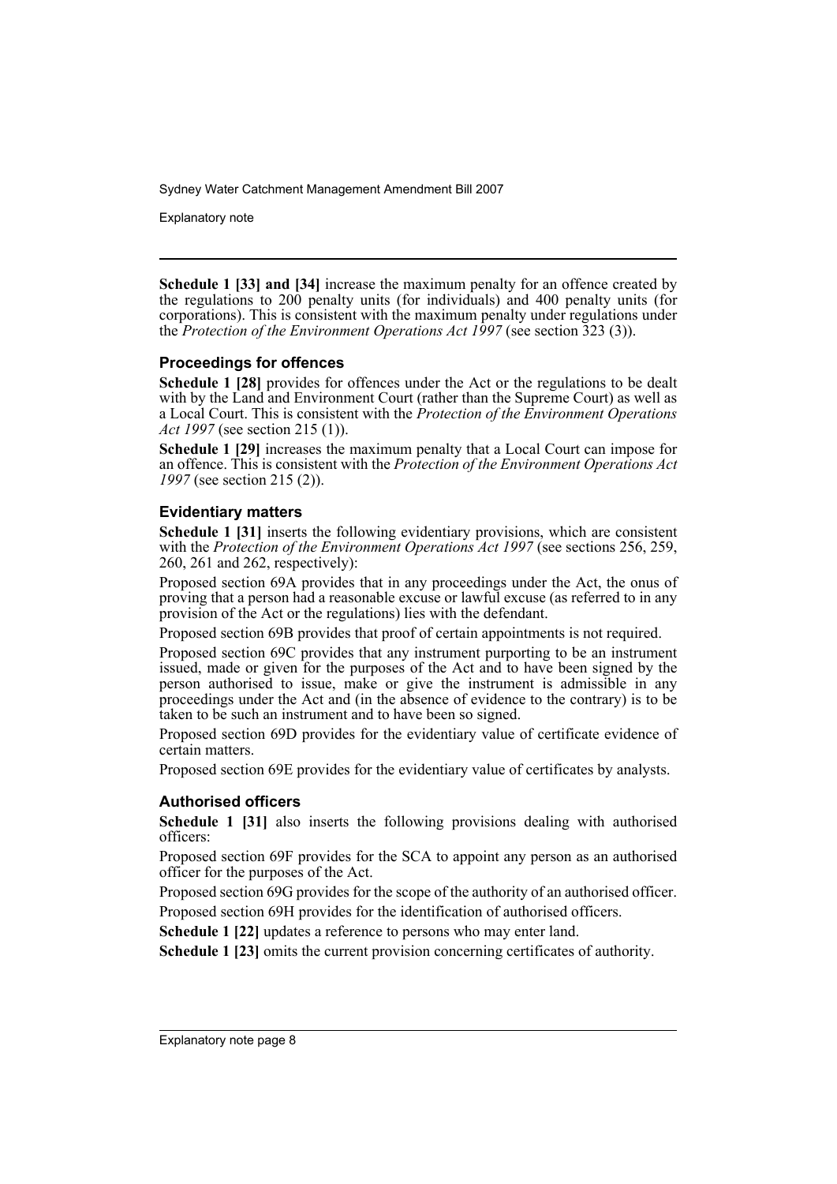**Schedule 1 [33] and [34]** increase the maximum penalty for an offence created by the regulations to 200 penalty units (for individuals) and 400 penalty units (for corporations). This is consistent with the maximum penalty under regulations under the *Protection of the Environment Operations Act 1997* (see section 323 (3)).

### Proceedings for offences

**Schedule 1 [28]** provides for offences under the Act or the regulations to be dealt with by the Land and Environment Court (rather than the Supreme Court) as well as a Local Court. This is consistent with the *Protection of the Environment Operations Act 1997* (see section 215 (1)).

**Schedule 1 [29]** increases the maximum penalty that a Local Court can impose for an offence. This is consistent with the *Protection of the Environment Operations Act 1997* (see section 215 (2)).

### Evidentiary matters

**Schedule 1 [31]** inserts the following evidentiary provisions, which are consistent with the *Protection of the Environment Operations Act 1997* (see sections 256, 259, 260, 261 and 262, respectively):

Proposed section 69A provides that in any proceedings under the Act, the onus of proving that a person had a reasonable excuse or lawful excuse (as referred to in any provision of the Act or the regulations) lies with the defendant.

Proposed section 69B provides that proof of certain appointments is not required.

Proposed section 69C provides that any instrument purporting to be an instrument issued, made or given for the purposes of the Act and to have been signed by the person authorised to issue, make or give the instrument is admissible in any proceedings under the Act and (in the absence of evidence to the contrary) is to be taken to be such an instrument and to have been so signed.

Proposed section 69D provides for the evidentiary value of certificate evidence of certain matters.

Proposed section 69E provides for the evidentiary value of certificates by analysts.

### Authorised officers

**Schedule 1 [31]** also inserts the following provisions dealing with authorised officers:

Proposed section 69F provides for the SCA to appoint any person as an authorised officer for the purposes of the Act.

Proposed section 69G provides for the scope of the authority of an authorised officer.

Proposed section 69H provides for the identification of authorised officers.

**Schedule 1 [22]** updates a reference to persons who may enter land.

**Schedule 1 [23]** omits the current provision concerning certificates of authority.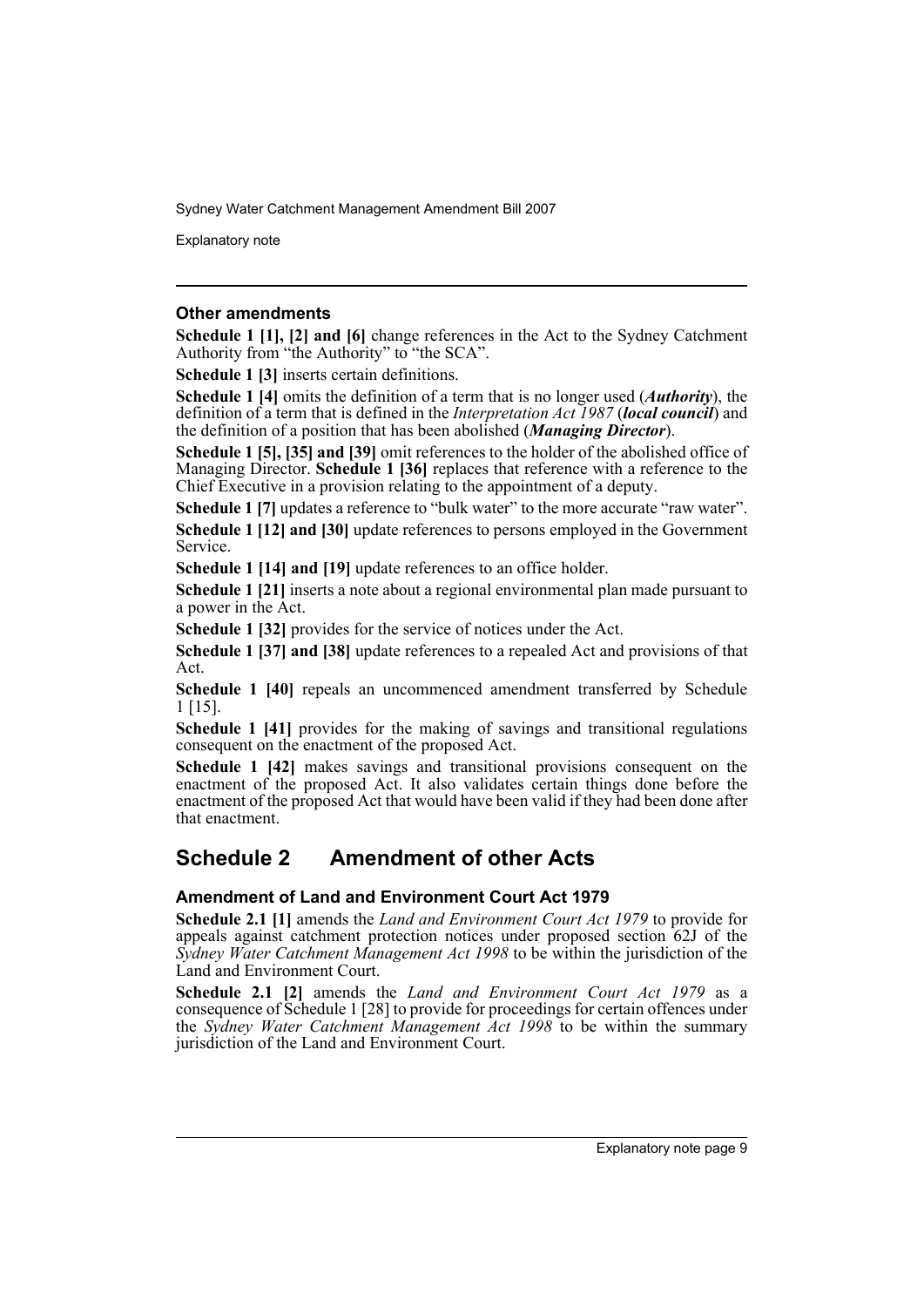### Other amendments

**Schedule 1 [1], [2] and [6]** change references in the Act to the Sydney Catchment Authority from "the Authority" to "the SCA".

**Schedule 1 [3]** inserts certain definitions.

**Schedule 1 [4]** omits the definition of a term that is no longer used (***Authority***), the definition of a term that is defined in the *Interpretation Act 1987* (***local council***) and the definition of a position that has been abolished (***Managing Director***).

**Schedule 1 [5], [35] and [39]** omit references to the holder of the abolished office of Managing Director. **Schedule 1 [36]** replaces that reference with a reference to the Chief Executive in a provision relating to the appointment of a deputy.

**Schedule 1 [7]** updates a reference to "bulk water" to the more accurate "raw water".

**Schedule 1 [12] and [30]** update references to persons employed in the Government Service.

**Schedule 1 [14] and [19]** update references to an office holder.

**Schedule 1 [21]** inserts a note about a regional environmental plan made pursuant to a power in the Act.

**Schedule 1 [32]** provides for the service of notices under the Act.

**Schedule 1 [37] and [38]** update references to a repealed Act and provisions of that Act.

**Schedule 1 [40]** repeals an uncommenced amendment transferred by Schedule 1 [15].

**Schedule 1 [41]** provides for the making of savings and transitional regulations consequent on the enactment of the proposed Act.

**Schedule 1 [42]** makes savings and transitional provisions consequent on the enactment of the proposed Act. It also validates certain things done before the enactment of the proposed Act that would have been valid if they had been done after that enactment.

## Schedule 2 Amendment of other Acts

### Amendment of Land and Environment Court Act 1979

**Schedule 2.1 [1]** amends the *Land and Environment Court Act 1979* to provide for appeals against catchment protection notices under proposed section 62J of the *Sydney Water Catchment Management Act 1998* to be within the jurisdiction of the Land and Environment Court.

**Schedule 2.1 [2]** amends the *Land and Environment Court Act 1979* as a consequence of Schedule 1 [28] to provide for proceedings for certain offences under the *Sydney Water Catchment Management Act 1998* to be within the summary jurisdiction of the Land and Environment Court.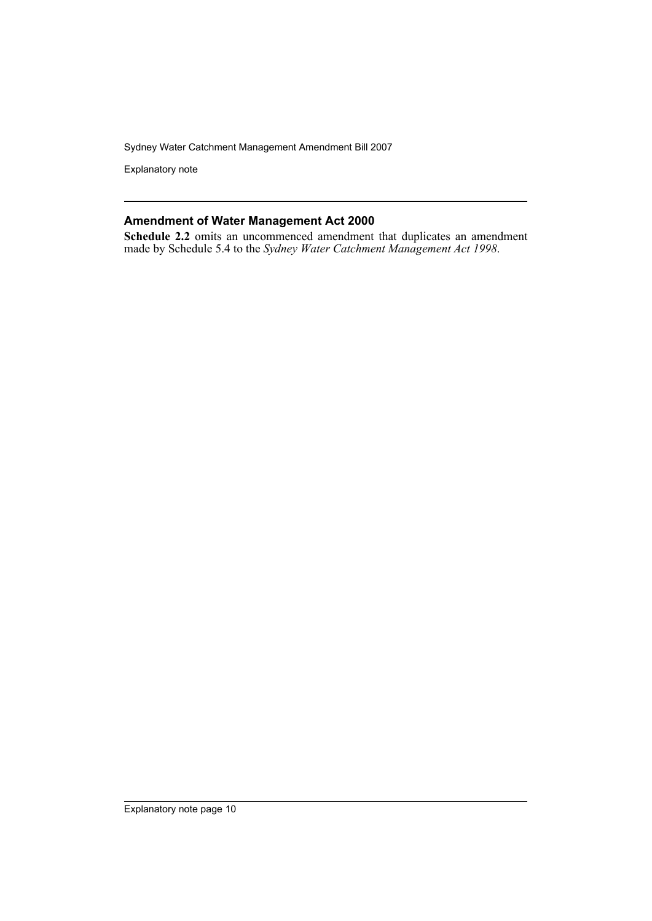## Amendment of Water Management Act 2000

**Schedule 2.2** omits an uncommenced amendment that duplicates an amendment made by Schedule 5.4 to the *Sydney Water Catchment Management Act 1998*.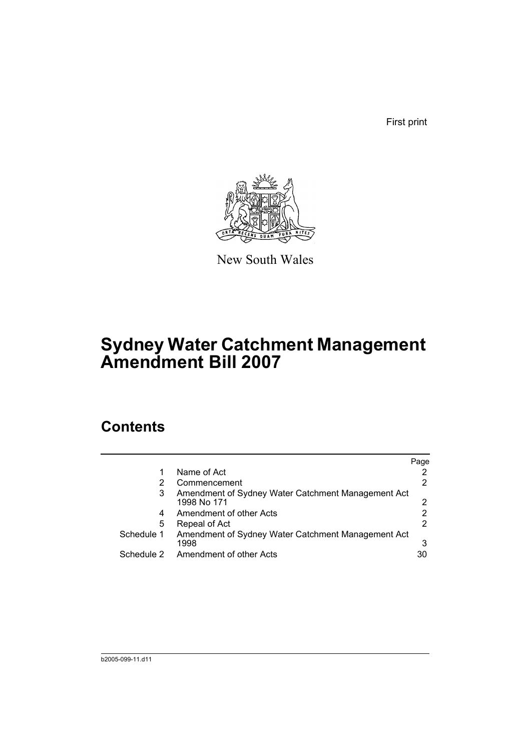First print

New South Wales

# Sydney Water Catchment Management Amendment Bill 2007

## Contents

| | | Page |
|---|---|---|
| 1 | Name of Act | 2 |
| 2 | Commencement | 2 |
| 3 | Amendment of Sydney Water Catchment Management Act 1998 No 171 | 2 |
| 4 | Amendment of other Acts | 2 |
| 5 | Repeal of Act | 2 |
| Schedule 1 | Amendment of Sydney Water Catchment Management Act 1998 | 3 |
| Schedule 2 | Amendment of other Acts | 30 |

b2005-099-11.d11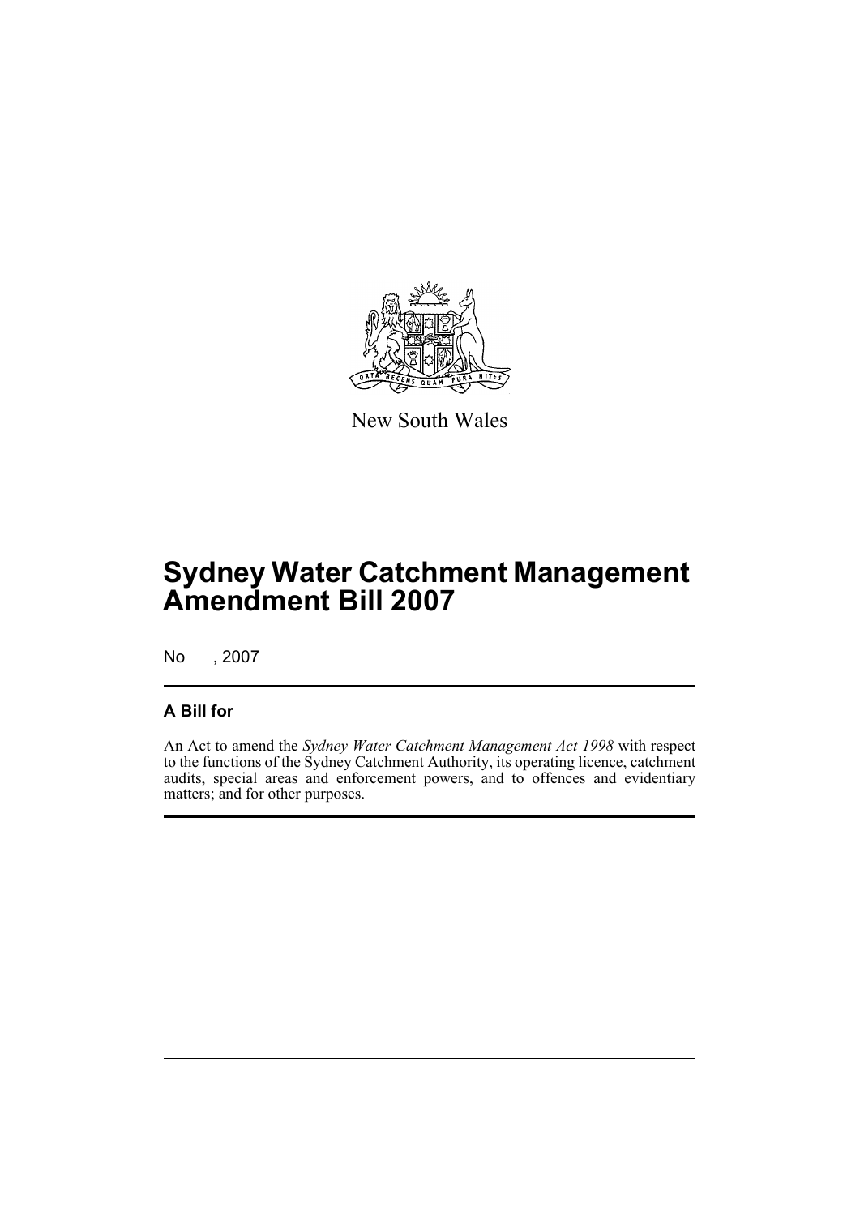New South Wales

# Sydney Water Catchment Management Amendment Bill 2007

No , 2007

## A Bill for

An Act to amend the *Sydney Water Catchment Management Act 1998* with respect to the functions of the Sydney Catchment Authority, its operating licence, catchment audits, special areas and enforcement powers, and to offences and evidentiary matters; and for other purposes.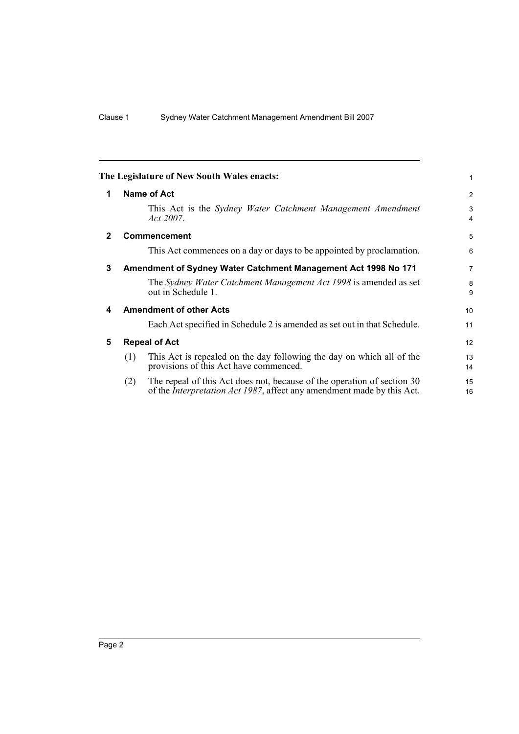**The Legislature of New South Wales enacts:**

## 1 Name of Act

This Act is the *Sydney Water Catchment Management Amendment Act 2007*.

## 2 Commencement

This Act commences on a day or days to be appointed by proclamation.

## 3 Amendment of Sydney Water Catchment Management Act 1998 No 171

The *Sydney Water Catchment Management Act 1998* is amended as set out in Schedule 1.

## 4 Amendment of other Acts

Each Act specified in Schedule 2 is amended as set out in that Schedule.

## 5 Repeal of Act

(1) This Act is repealed on the day following the day on which all of the provisions of this Act have commenced.

(2) The repeal of this Act does not, because of the operation of section 30 of the *Interpretation Act 1987*, affect any amendment made by this Act.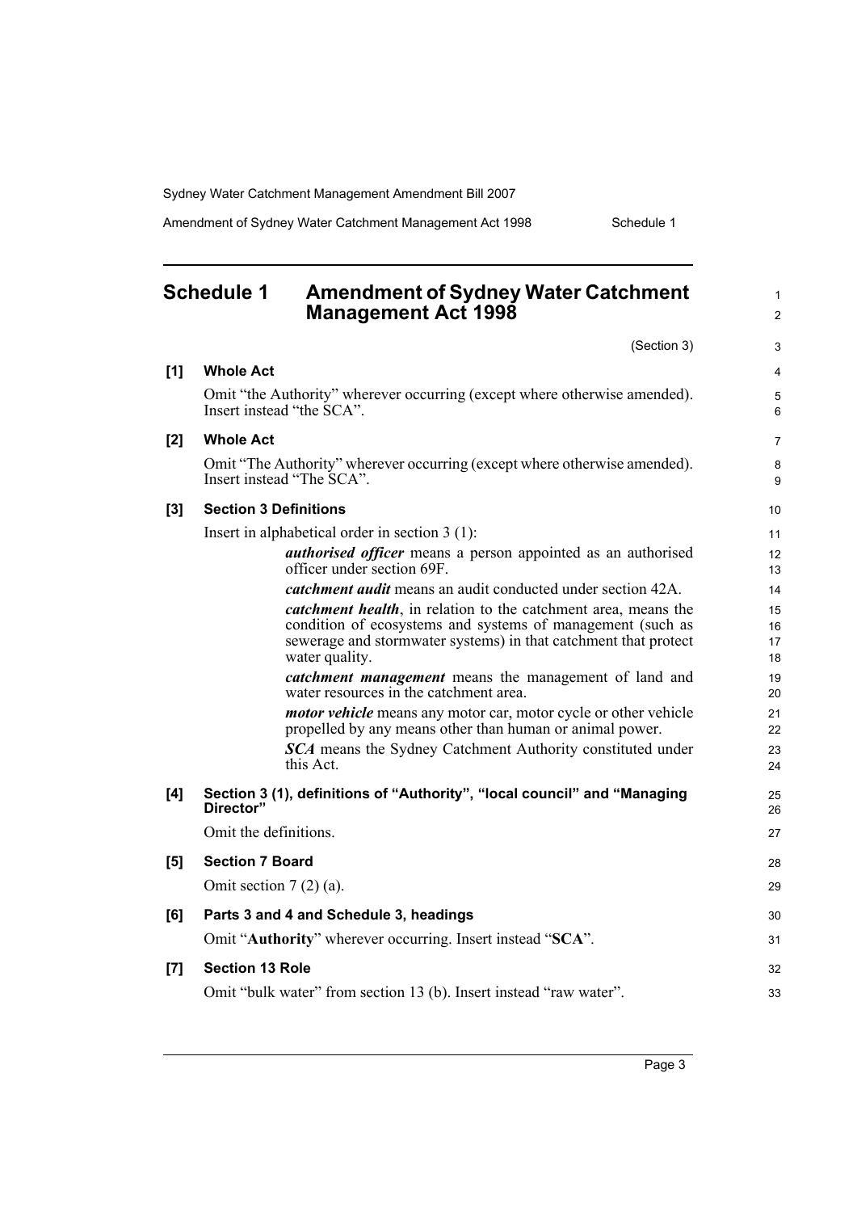# Schedule 1 Amendment of Sydney Water Catchment Management Act 1998

(Section 3)

**[1] Whole Act**

Omit "the Authority" wherever occurring (except where otherwise amended). Insert instead "the SCA".

**[2] Whole Act**

Omit "The Authority" wherever occurring (except where otherwise amended). Insert instead "The SCA".

**[3] Section 3 Definitions**

Insert in alphabetical order in section 3 (1):

> ***authorised officer*** means a person appointed as an authorised officer under section 69F.
>
> ***catchment audit*** means an audit conducted under section 42A.
>
> ***catchment health***, in relation to the catchment area, means the condition of ecosystems and systems of management (such as sewerage and stormwater systems) in that catchment that protect water quality.
>
> ***catchment management*** means the management of land and water resources in the catchment area.
>
> ***motor vehicle*** means any motor car, motor cycle or other vehicle propelled by any means other than human or animal power.
>
> ***SCA*** means the Sydney Catchment Authority constituted under this Act.

**[4] Section 3 (1), definitions of "Authority", "local council" and "Managing Director"**

Omit the definitions.

**[5] Section 7 Board**

Omit section 7 (2) (a).

**[6] Parts 3 and 4 and Schedule 3, headings**

Omit "**Authority**" wherever occurring. Insert instead "**SCA**".

**[7] Section 13 Role**

Omit "bulk water" from section 13 (b). Insert instead "raw water".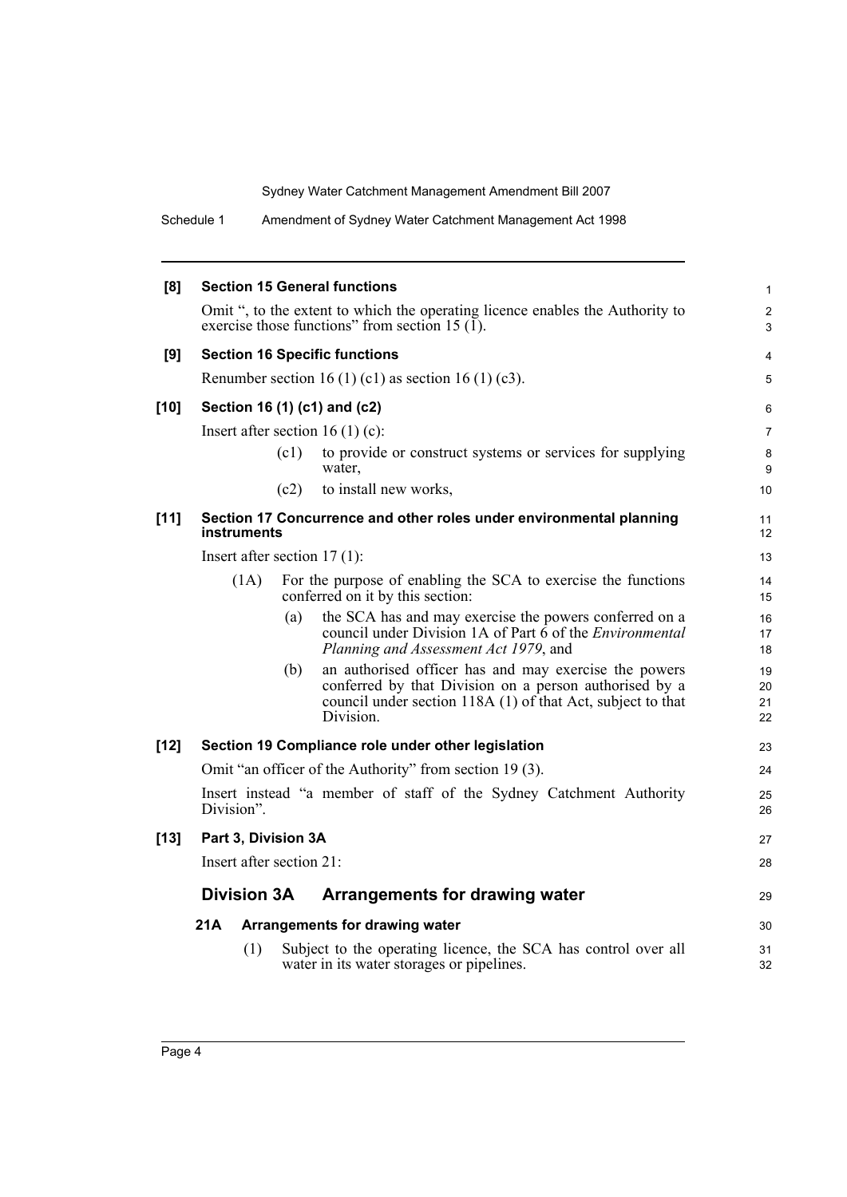**[8] Section 15 General functions**

Omit ", to the extent to which the operating licence enables the Authority to exercise those functions" from section 15 (1).

**[9] Section 16 Specific functions**

Renumber section 16 (1) (c1) as section 16 (1) (c3).

**[10] Section 16 (1) (c1) and (c2)**

Insert after section 16 (1) (c):

(c1) to provide or construct systems or services for supplying water,

(c2) to install new works,

**[11] Section 17 Concurrence and other roles under environmental planning instruments**

Insert after section 17 (1):

(1A) For the purpose of enabling the SCA to exercise the functions conferred on it by this section:

(a) the SCA has and may exercise the powers conferred on a council under Division 1A of Part 6 of the *Environmental Planning and Assessment Act 1979*, and

(b) an authorised officer has and may exercise the powers conferred by that Division on a person authorised by a council under section 118A (1) of that Act, subject to that Division.

**[12] Section 19 Compliance role under other legislation**

Omit "an officer of the Authority" from section 19 (3).

Insert instead "a member of staff of the Sydney Catchment Authority Division".

**[13] Part 3, Division 3A**

Insert after section 21:

## Division 3A Arrangements for drawing water

### 21A Arrangements for drawing water

(1) Subject to the operating licence, the SCA has control over all water in its water storages or pipelines.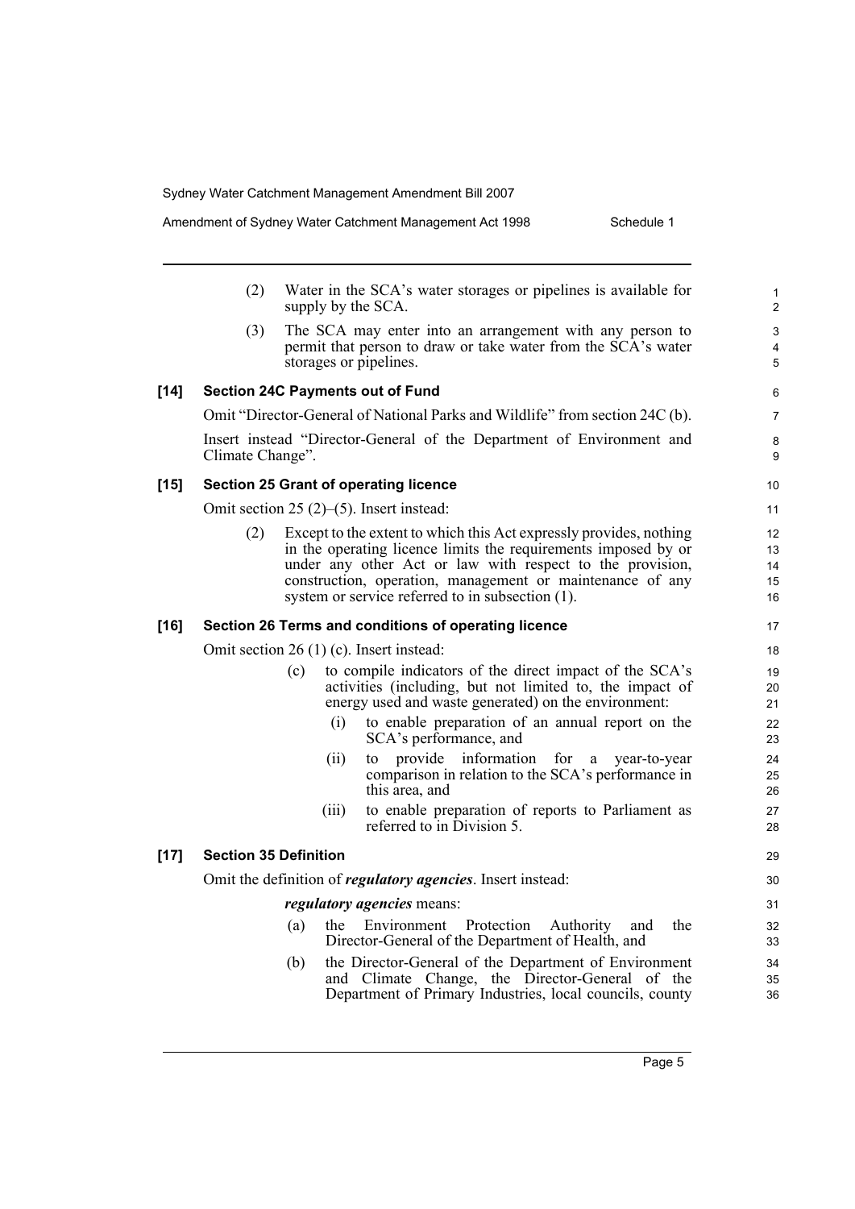(2) Water in the SCA's water storages or pipelines is available for supply by the SCA.

(3) The SCA may enter into an arrangement with any person to permit that person to draw or take water from the SCA's water storages or pipelines.

**[14] Section 24C Payments out of Fund**

Omit "Director-General of National Parks and Wildlife" from section 24C (b).

Insert instead "Director-General of the Department of Environment and Climate Change".

**[15] Section 25 Grant of operating licence**

Omit section 25 (2)–(5). Insert instead:

(2) Except to the extent to which this Act expressly provides, nothing in the operating licence limits the requirements imposed by or under any other Act or law with respect to the provision, construction, operation, management or maintenance of any system or service referred to in subsection (1).

**[16] Section 26 Terms and conditions of operating licence**

Omit section 26 (1) (c). Insert instead:

(c) to compile indicators of the direct impact of the SCA's activities (including, but not limited to, the impact of energy used and waste generated) on the environment:

(i) to enable preparation of an annual report on the SCA's performance, and

(ii) to provide information for a year-to-year comparison in relation to the SCA's performance in this area, and

(iii) to enable preparation of reports to Parliament as referred to in Division 5.

**[17] Section 35 Definition**

Omit the definition of ***regulatory agencies***. Insert instead:

***regulatory agencies*** means:

(a) the Environment Protection Authority and the Director-General of the Department of Health, and

(b) the Director-General of the Department of Environment and Climate Change, the Director-General of the Department of Primary Industries, local councils, county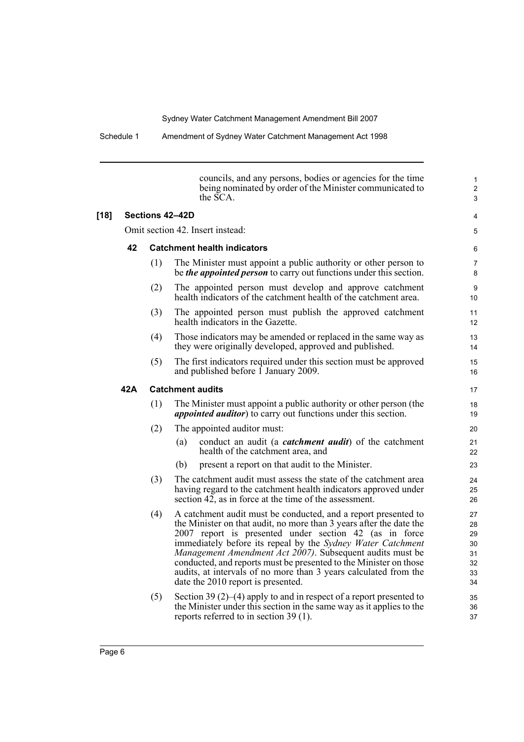councils, and any persons, bodies or agencies for the time being nominated by order of the Minister communicated to the SCA.

**[18] Sections 42–42D**

Omit section 42. Insert instead:

**42 Catchment health indicators**

(1) The Minister must appoint a public authority or other person to be ***the appointed person*** to carry out functions under this section.

(2) The appointed person must develop and approve catchment health indicators of the catchment health of the catchment area.

(3) The appointed person must publish the approved catchment health indicators in the Gazette.

(4) Those indicators may be amended or replaced in the same way as they were originally developed, approved and published.

(5) The first indicators required under this section must be approved and published before 1 January 2009.

**42A Catchment audits**

(1) The Minister must appoint a public authority or other person (the ***appointed auditor***) to carry out functions under this section.

(2) The appointed auditor must:

- (a) conduct an audit (a ***catchment audit***) of the catchment health of the catchment area, and
- (b) present a report on that audit to the Minister.

(3) The catchment audit must assess the state of the catchment area having regard to the catchment health indicators approved under section 42, as in force at the time of the assessment.

(4) A catchment audit must be conducted, and a report presented to the Minister on that audit, no more than 3 years after the date the 2007 report is presented under section 42 (as in force immediately before its repeal by the *Sydney Water Catchment Management Amendment Act 2007)*. Subsequent audits must be conducted, and reports must be presented to the Minister on those audits, at intervals of no more than 3 years calculated from the date the 2010 report is presented.

(5) Section 39 (2)–(4) apply to and in respect of a report presented to the Minister under this section in the same way as it applies to the reports referred to in section 39 (1).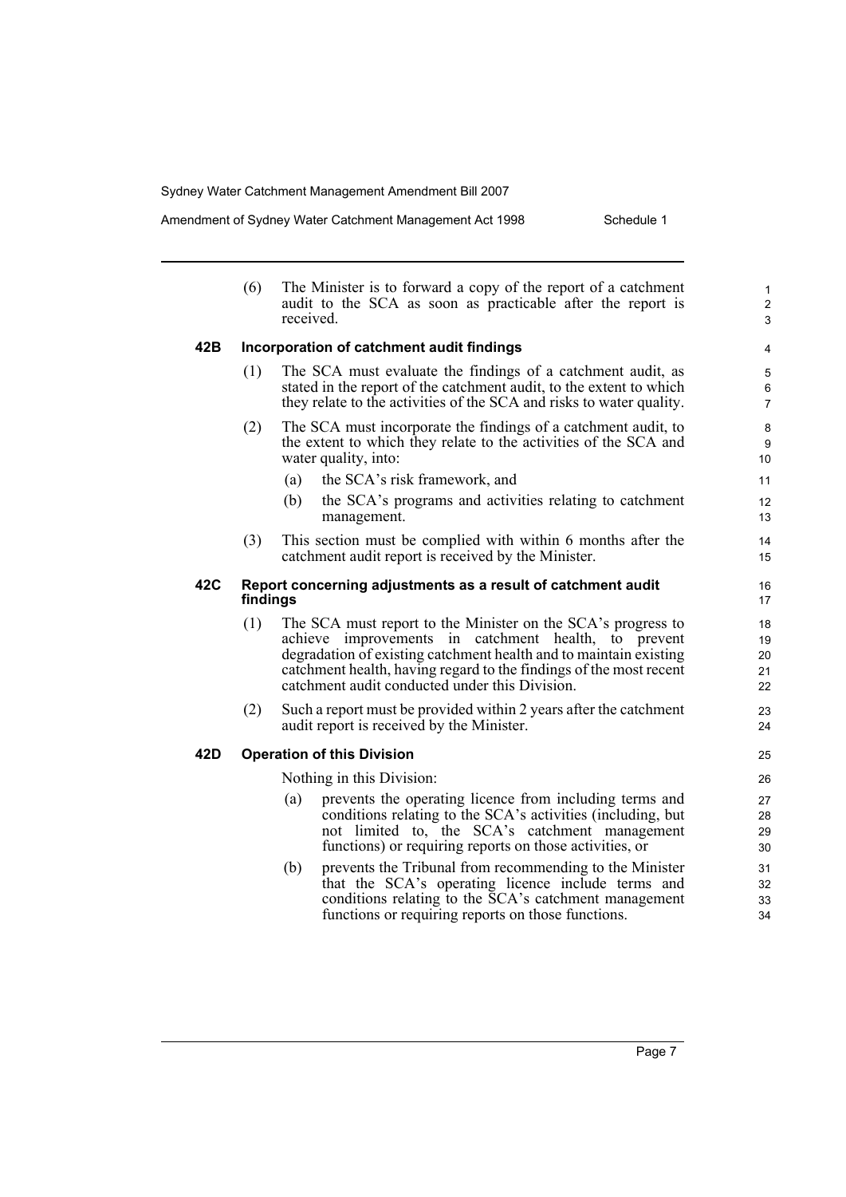(6) The Minister is to forward a copy of the report of a catchment audit to the SCA as soon as practicable after the report is received.

### 42B Incorporation of catchment audit findings

(1) The SCA must evaluate the findings of a catchment audit, as stated in the report of the catchment audit, to the extent to which they relate to the activities of the SCA and risks to water quality.

(2) The SCA must incorporate the findings of a catchment audit, to the extent to which they relate to the activities of the SCA and water quality, into:

- (a) the SCA's risk framework, and
- (b) the SCA's programs and activities relating to catchment management.

(3) This section must be complied with within 6 months after the catchment audit report is received by the Minister.

### 42C Report concerning adjustments as a result of catchment audit findings

(1) The SCA must report to the Minister on the SCA's progress to achieve improvements in catchment health, to prevent degradation of existing catchment health and to maintain existing catchment health, having regard to the findings of the most recent catchment audit conducted under this Division.

(2) Such a report must be provided within 2 years after the catchment audit report is received by the Minister.

### 42D Operation of this Division

Nothing in this Division:

- (a) prevents the operating licence from including terms and conditions relating to the SCA's activities (including, but not limited to, the SCA's catchment management functions) or requiring reports on those activities, or
- (b) prevents the Tribunal from recommending to the Minister that the SCA's operating licence include terms and conditions relating to the SCA's catchment management functions or requiring reports on those functions.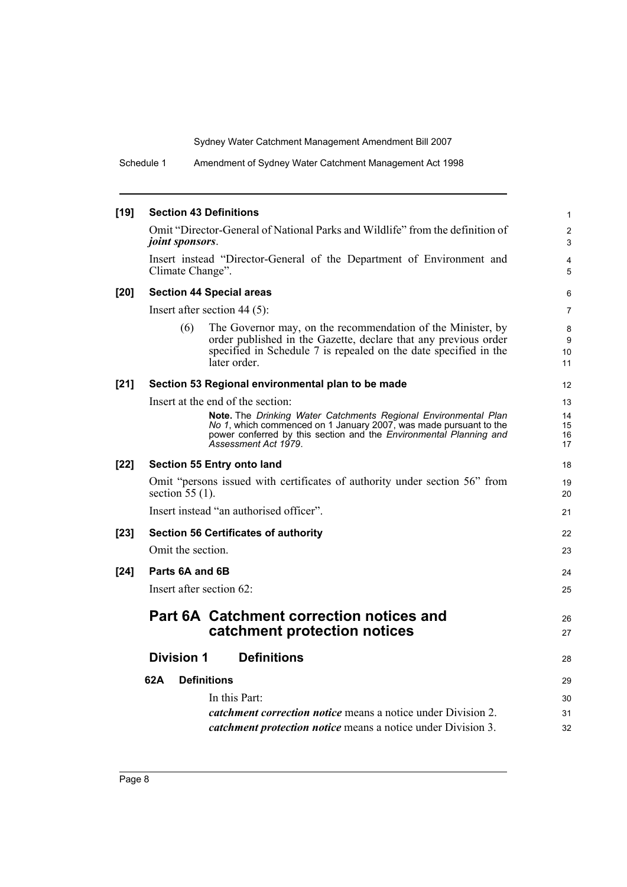**[19] Section 43 Definitions**

Omit "Director-General of National Parks and Wildlife" from the definition of ***joint sponsors***.

Insert instead "Director-General of the Department of Environment and Climate Change".

**[20] Section 44 Special areas**

Insert after section 44 (5):

(6) The Governor may, on the recommendation of the Minister, by order published in the Gazette, declare that any previous order specified in Schedule 7 is repealed on the date specified in the later order.

**[21] Section 53 Regional environmental plan to be made**

Insert at the end of the section:

**Note.** The *Drinking Water Catchments Regional Environmental Plan No 1*, which commenced on 1 January 2007, was made pursuant to the power conferred by this section and the *Environmental Planning and Assessment Act 1979*.

**[22] Section 55 Entry onto land**

Omit "persons issued with certificates of authority under section 56" from section 55 (1).

Insert instead "an authorised officer".

**[23] Section 56 Certificates of authority**

Omit the section.

**[24] Parts 6A and 6B**

Insert after section 62:

# Part 6A Catchment correction notices and catchment protection notices

## Division 1 Definitions

### 62A Definitions

In this Part:

***catchment correction notice*** means a notice under Division 2.

***catchment protection notice*** means a notice under Division 3.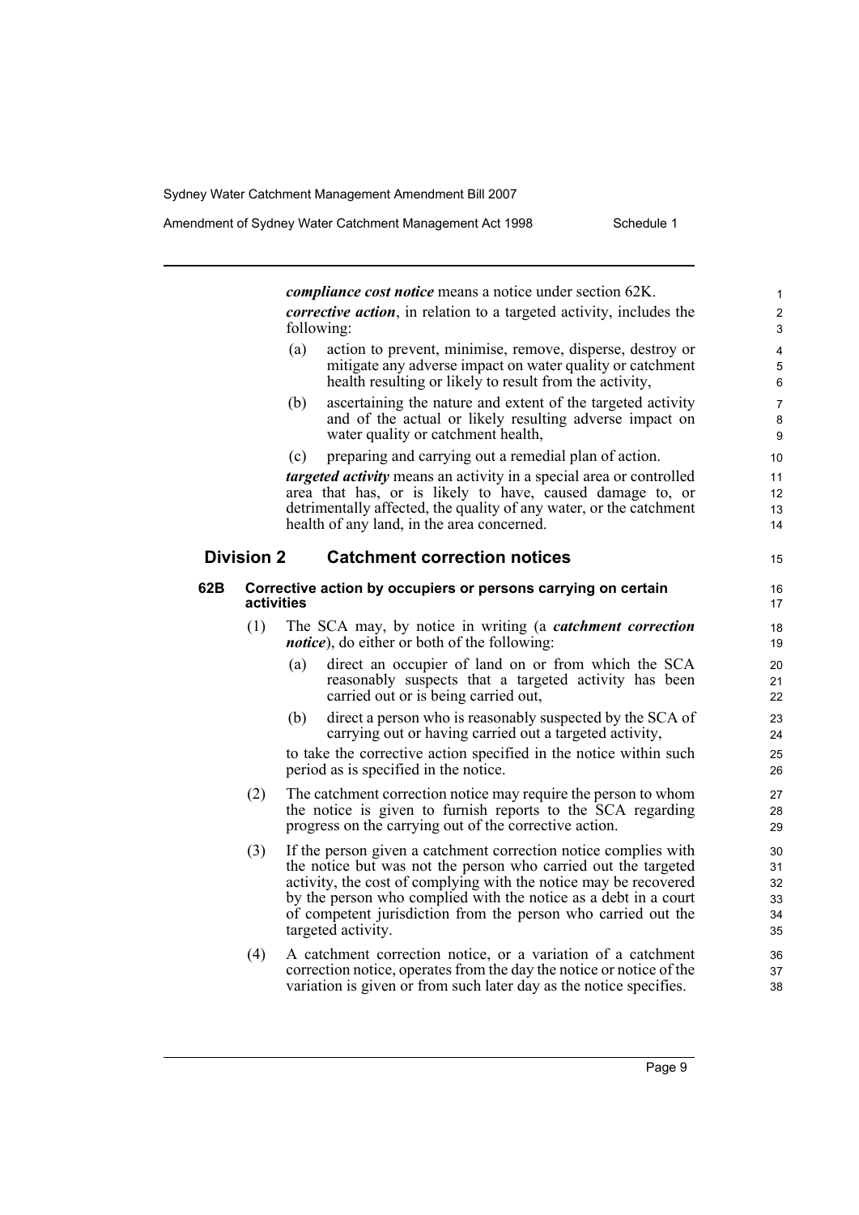***compliance cost notice*** means a notice under section 62K.

***corrective action***, in relation to a targeted activity, includes the following:

(a) action to prevent, minimise, remove, disperse, destroy or mitigate any adverse impact on water quality or catchment health resulting or likely to result from the activity,

(b) ascertaining the nature and extent of the targeted activity and of the actual or likely resulting adverse impact on water quality or catchment health,

(c) preparing and carrying out a remedial plan of action.

***targeted activity*** means an activity in a special area or controlled area that has, or is likely to have, caused damage to, or detrimentally affected, the quality of any water, or the catchment health of any land, in the area concerned.

## Division 2 Catchment correction notices

### 62B Corrective action by occupiers or persons carrying on certain activities

(1) The SCA may, by notice in writing (a ***catchment correction notice***), do either or both of the following:

(a) direct an occupier of land on or from which the SCA reasonably suspects that a targeted activity has been carried out or is being carried out,

(b) direct a person who is reasonably suspected by the SCA of carrying out or having carried out a targeted activity,

to take the corrective action specified in the notice within such period as is specified in the notice.

(2) The catchment correction notice may require the person to whom the notice is given to furnish reports to the SCA regarding progress on the carrying out of the corrective action.

(3) If the person given a catchment correction notice complies with the notice but was not the person who carried out the targeted activity, the cost of complying with the notice may be recovered by the person who complied with the notice as a debt in a court of competent jurisdiction from the person who carried out the targeted activity.

(4) A catchment correction notice, or a variation of a catchment correction notice, operates from the day the notice or notice of the variation is given or from such later day as the notice specifies.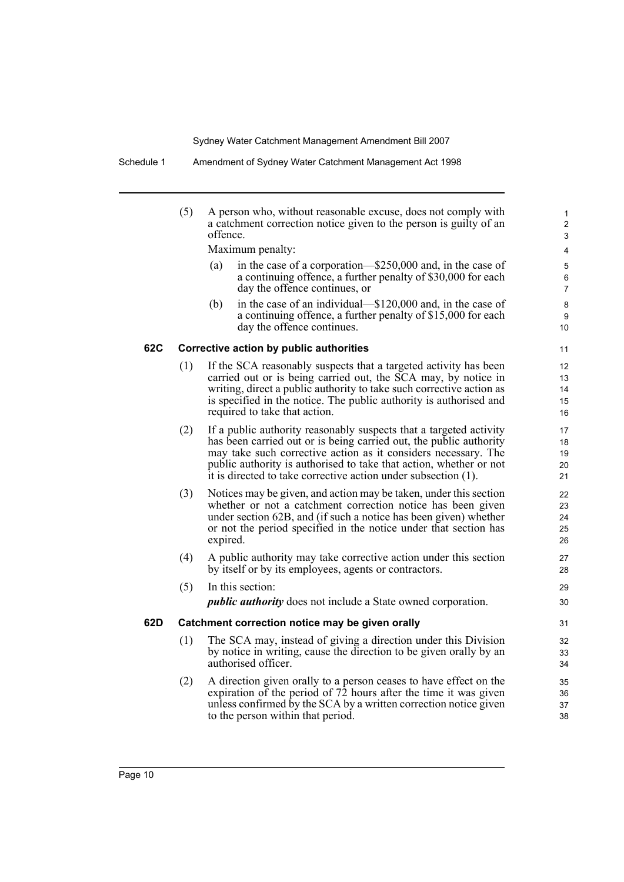(5) A person who, without reasonable excuse, does not comply with a catchment correction notice given to the person is guilty of an offence.

Maximum penalty:

(a) in the case of a corporation—$250,000 and, in the case of a continuing offence, a further penalty of $30,000 for each day the offence continues, or

(b) in the case of an individual—$120,000 and, in the case of a continuing offence, a further penalty of $15,000 for each day the offence continues.

### 62C Corrective action by public authorities

(1) If the SCA reasonably suspects that a targeted activity has been carried out or is being carried out, the SCA may, by notice in writing, direct a public authority to take such corrective action as is specified in the notice. The public authority is authorised and required to take that action.

(2) If a public authority reasonably suspects that a targeted activity has been carried out or is being carried out, the public authority may take such corrective action as it considers necessary. The public authority is authorised to take that action, whether or not it is directed to take corrective action under subsection (1).

(3) Notices may be given, and action may be taken, under this section whether or not a catchment correction notice has been given under section 62B, and (if such a notice has been given) whether or not the period specified in the notice under that section has expired.

(4) A public authority may take corrective action under this section by itself or by its employees, agents or contractors.

(5) In this section:

***public authority*** does not include a State owned corporation.

### 62D Catchment correction notice may be given orally

(1) The SCA may, instead of giving a direction under this Division by notice in writing, cause the direction to be given orally by an authorised officer.

(2) A direction given orally to a person ceases to have effect on the expiration of the period of 72 hours after the time it was given unless confirmed by the SCA by a written correction notice given to the person within that period.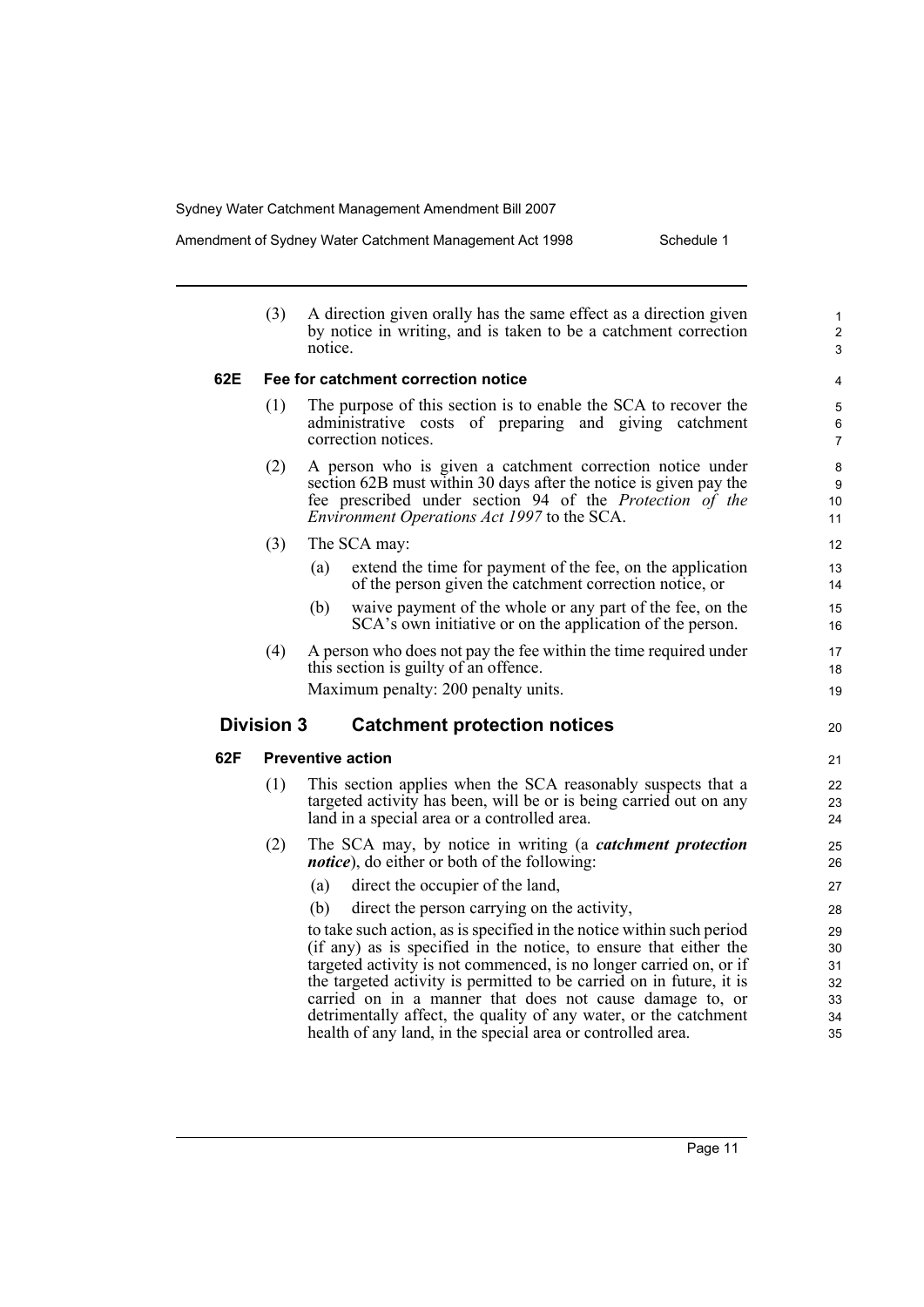(3) A direction given orally has the same effect as a direction given by notice in writing, and is taken to be a catchment correction notice.

### 62E Fee for catchment correction notice

(1) The purpose of this section is to enable the SCA to recover the administrative costs of preparing and giving catchment correction notices.

(2) A person who is given a catchment correction notice under section 62B must within 30 days after the notice is given pay the fee prescribed under section 94 of the *Protection of the Environment Operations Act 1997* to the SCA.

(3) The SCA may:

- (a) extend the time for payment of the fee, on the application of the person given the catchment correction notice, or
- (b) waive payment of the whole or any part of the fee, on the SCA's own initiative or on the application of the person.

(4) A person who does not pay the fee within the time required under this section is guilty of an offence.

Maximum penalty: 200 penalty units.

## Division 3 Catchment protection notices

### 62F Preventive action

(1) This section applies when the SCA reasonably suspects that a targeted activity has been, will be or is being carried out on any land in a special area or a controlled area.

(2) The SCA may, by notice in writing (a ***catchment protection notice***), do either or both of the following:

- (a) direct the occupier of the land,
- (b) direct the person carrying on the activity,

to take such action, as is specified in the notice within such period (if any) as is specified in the notice, to ensure that either the targeted activity is not commenced, is no longer carried on, or if the targeted activity is permitted to be carried on in future, it is carried on in a manner that does not cause damage to, or detrimentally affect, the quality of any water, or the catchment health of any land, in the special area or controlled area.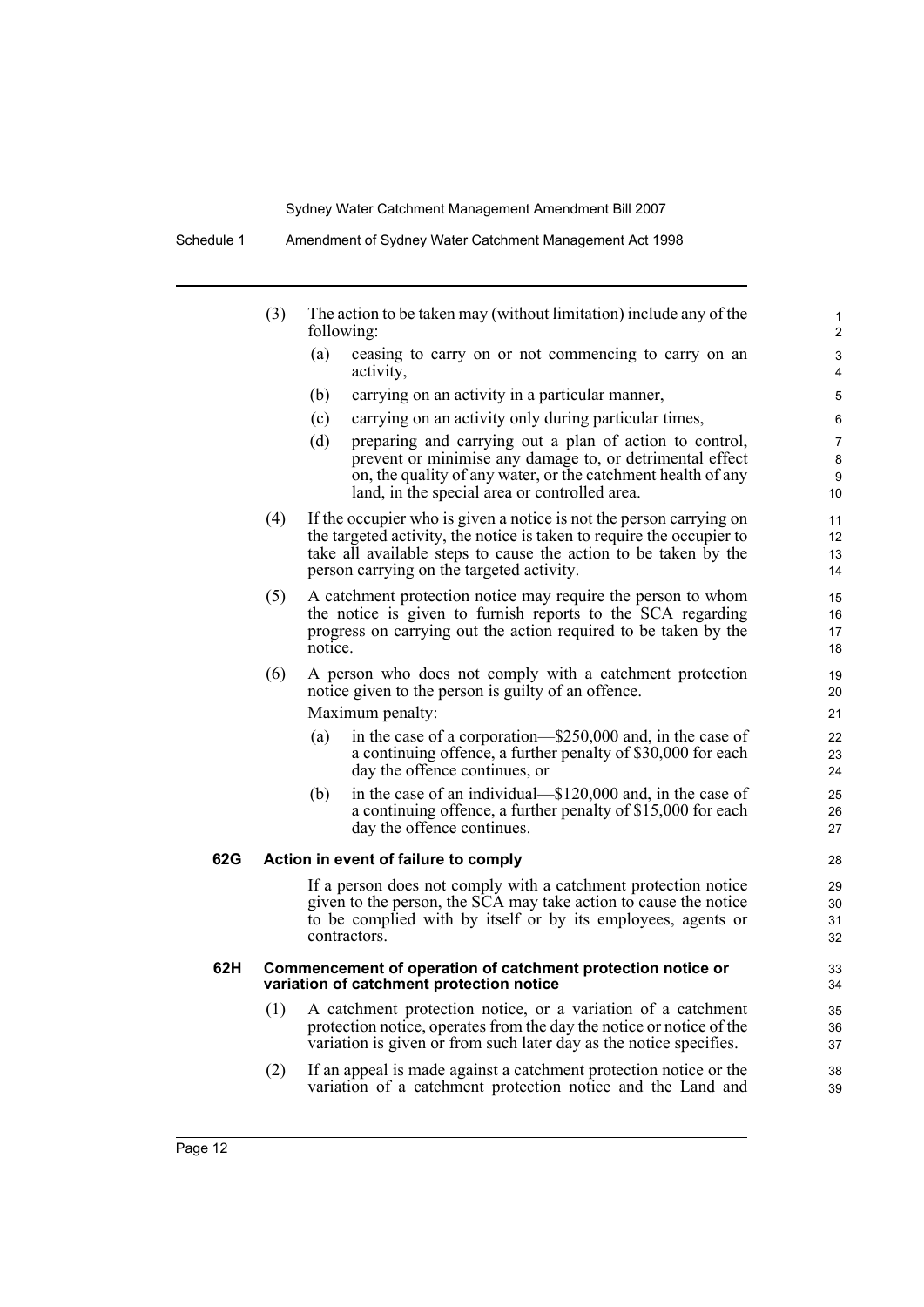(3) The action to be taken may (without limitation) include any of the following:

   (a) ceasing to carry on or not commencing to carry on an activity,

   (b) carrying on an activity in a particular manner,

   (c) carrying on an activity only during particular times,

   (d) preparing and carrying out a plan of action to control, prevent or minimise any damage to, or detrimental effect on, the quality of any water, or the catchment health of any land, in the special area or controlled area.

(4) If the occupier who is given a notice is not the person carrying on the targeted activity, the notice is taken to require the occupier to take all available steps to cause the action to be taken by the person carrying on the targeted activity.

(5) A catchment protection notice may require the person to whom the notice is given to furnish reports to the SCA regarding progress on carrying out the action required to be taken by the notice.

(6) A person who does not comply with a catchment protection notice given to the person is guilty of an offence.

   Maximum penalty:

   (a) in the case of a corporation—$250,000 and, in the case of a continuing offence, a further penalty of $30,000 for each day the offence continues, or

   (b) in the case of an individual—$120,000 and, in the case of a continuing offence, a further penalty of $15,000 for each day the offence continues.

**62G Action in event of failure to comply**

If a person does not comply with a catchment protection notice given to the person, the SCA may take action to cause the notice to be complied with by itself or by its employees, agents or contractors.

**62H Commencement of operation of catchment protection notice or variation of catchment protection notice**

(1) A catchment protection notice, or a variation of a catchment protection notice, operates from the day the notice or notice of the variation is given or from such later day as the notice specifies.

(2) If an appeal is made against a catchment protection notice or the variation of a catchment protection notice and the Land and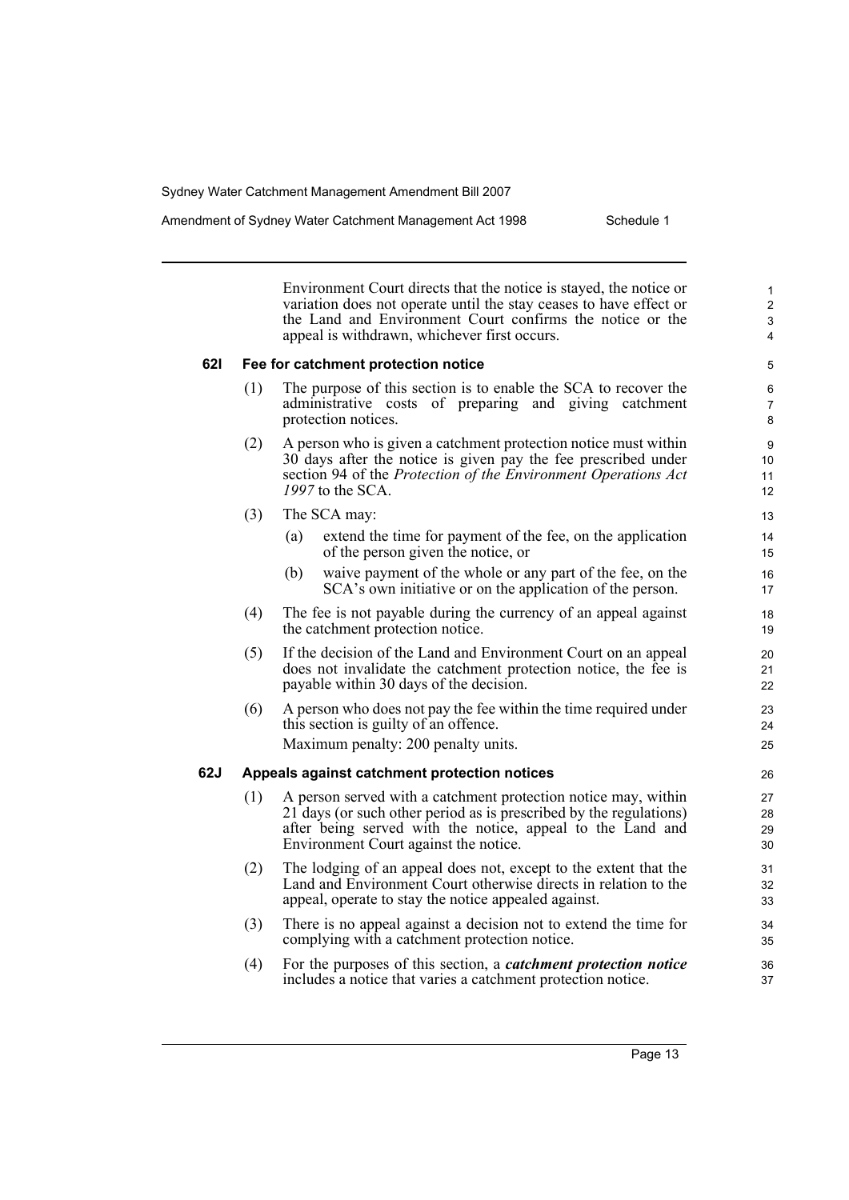Environment Court directs that the notice is stayed, the notice or variation does not operate until the stay ceases to have effect or the Land and Environment Court confirms the notice or the appeal is withdrawn, whichever first occurs.

### 62I Fee for catchment protection notice

(1) The purpose of this section is to enable the SCA to recover the administrative costs of preparing and giving catchment protection notices.

(2) A person who is given a catchment protection notice must within 30 days after the notice is given pay the fee prescribed under section 94 of the *Protection of the Environment Operations Act 1997* to the SCA.

(3) The SCA may:

- (a) extend the time for payment of the fee, on the application of the person given the notice, or
- (b) waive payment of the whole or any part of the fee, on the SCA's own initiative or on the application of the person.

(4) The fee is not payable during the currency of an appeal against the catchment protection notice.

(5) If the decision of the Land and Environment Court on an appeal does not invalidate the catchment protection notice, the fee is payable within 30 days of the decision.

(6) A person who does not pay the fee within the time required under this section is guilty of an offence.

Maximum penalty: 200 penalty units.

### 62J Appeals against catchment protection notices

(1) A person served with a catchment protection notice may, within 21 days (or such other period as is prescribed by the regulations) after being served with the notice, appeal to the Land and Environment Court against the notice.

(2) The lodging of an appeal does not, except to the extent that the Land and Environment Court otherwise directs in relation to the appeal, operate to stay the notice appealed against.

(3) There is no appeal against a decision not to extend the time for complying with a catchment protection notice.

(4) For the purposes of this section, a ***catchment protection notice*** includes a notice that varies a catchment protection notice.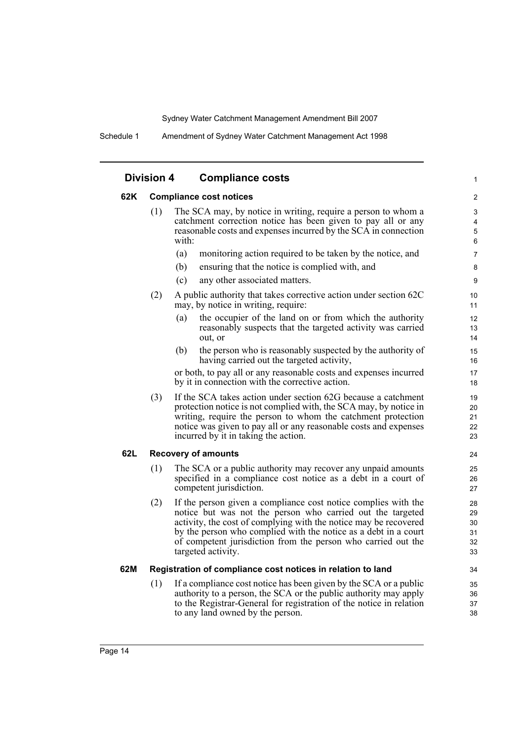## Division 4 Compliance costs

### 62K Compliance cost notices

(1) The SCA may, by notice in writing, require a person to whom a catchment correction notice has been given to pay all or any reasonable costs and expenses incurred by the SCA in connection with:

- (a) monitoring action required to be taken by the notice, and
- (b) ensuring that the notice is complied with, and
- (c) any other associated matters.

(2) A public authority that takes corrective action under section 62C may, by notice in writing, require:

- (a) the occupier of the land on or from which the authority reasonably suspects that the targeted activity was carried out, or
- (b) the person who is reasonably suspected by the authority of having carried out the targeted activity,

or both, to pay all or any reasonable costs and expenses incurred by it in connection with the corrective action.

(3) If the SCA takes action under section 62G because a catchment protection notice is not complied with, the SCA may, by notice in writing, require the person to whom the catchment protection notice was given to pay all or any reasonable costs and expenses incurred by it in taking the action.

### 62L Recovery of amounts

(1) The SCA or a public authority may recover any unpaid amounts specified in a compliance cost notice as a debt in a court of competent jurisdiction.

(2) If the person given a compliance cost notice complies with the notice but was not the person who carried out the targeted activity, the cost of complying with the notice may be recovered by the person who complied with the notice as a debt in a court of competent jurisdiction from the person who carried out the targeted activity.

### 62M Registration of compliance cost notices in relation to land

(1) If a compliance cost notice has been given by the SCA or a public authority to a person, the SCA or the public authority may apply to the Registrar-General for registration of the notice in relation to any land owned by the person.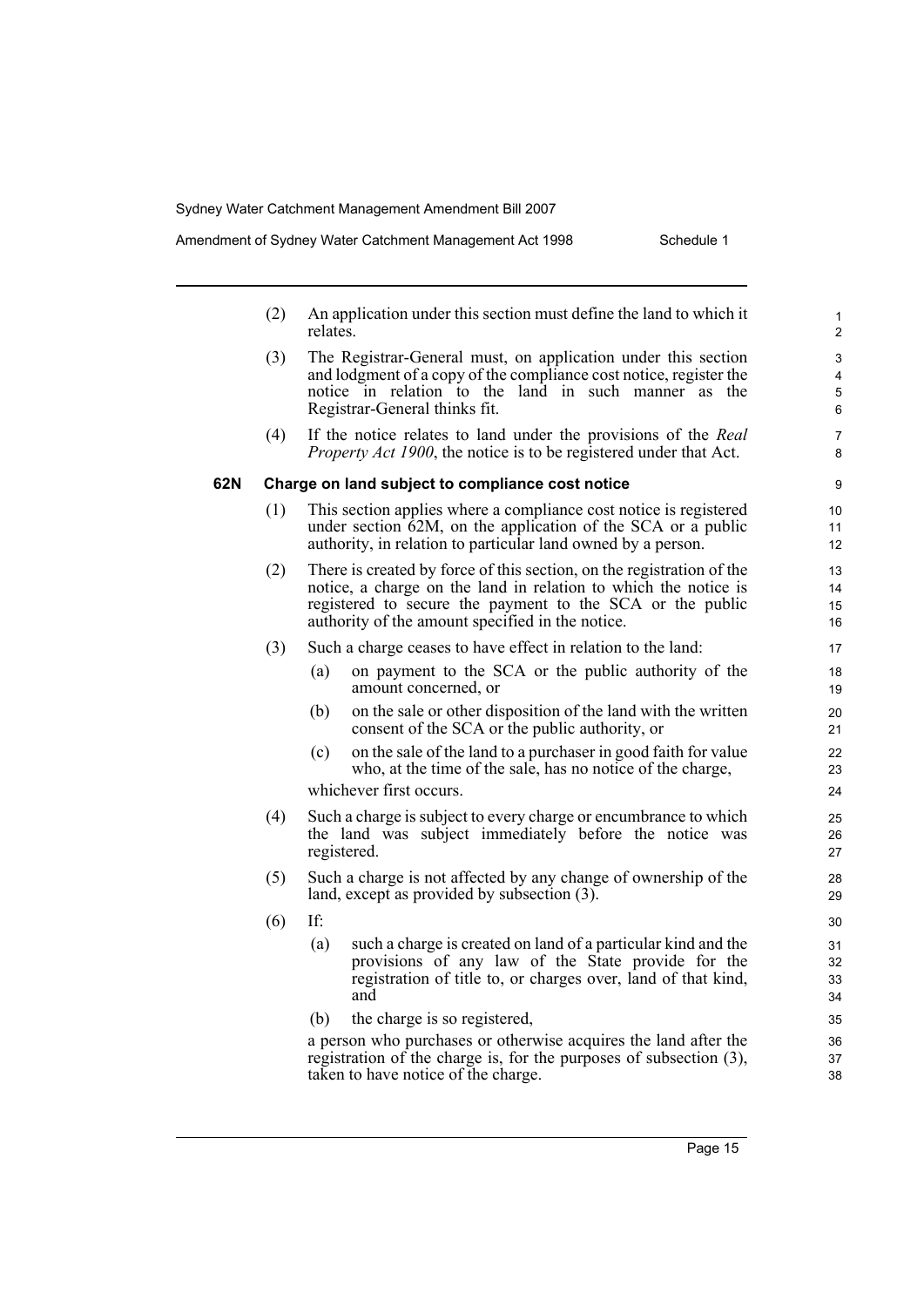(2) An application under this section must define the land to which it relates.

(3) The Registrar-General must, on application under this section and lodgment of a copy of the compliance cost notice, register the notice in relation to the land in such manner as the Registrar-General thinks fit.

(4) If the notice relates to land under the provisions of the *Real Property Act 1900*, the notice is to be registered under that Act.

**62N Charge on land subject to compliance cost notice**

(1) This section applies where a compliance cost notice is registered under section 62M, on the application of the SCA or a public authority, in relation to particular land owned by a person.

(2) There is created by force of this section, on the registration of the notice, a charge on the land in relation to which the notice is registered to secure the payment to the SCA or the public authority of the amount specified in the notice.

(3) Such a charge ceases to have effect in relation to the land:

(a) on payment to the SCA or the public authority of the amount concerned, or

(b) on the sale or other disposition of the land with the written consent of the SCA or the public authority, or

(c) on the sale of the land to a purchaser in good faith for value who, at the time of the sale, has no notice of the charge,

whichever first occurs.

(4) Such a charge is subject to every charge or encumbrance to which the land was subject immediately before the notice was registered.

(5) Such a charge is not affected by any change of ownership of the land, except as provided by subsection (3).

(6) If:

(a) such a charge is created on land of a particular kind and the provisions of any law of the State provide for the registration of title to, or charges over, land of that kind, and

(b) the charge is so registered,

a person who purchases or otherwise acquires the land after the registration of the charge is, for the purposes of subsection (3), taken to have notice of the charge.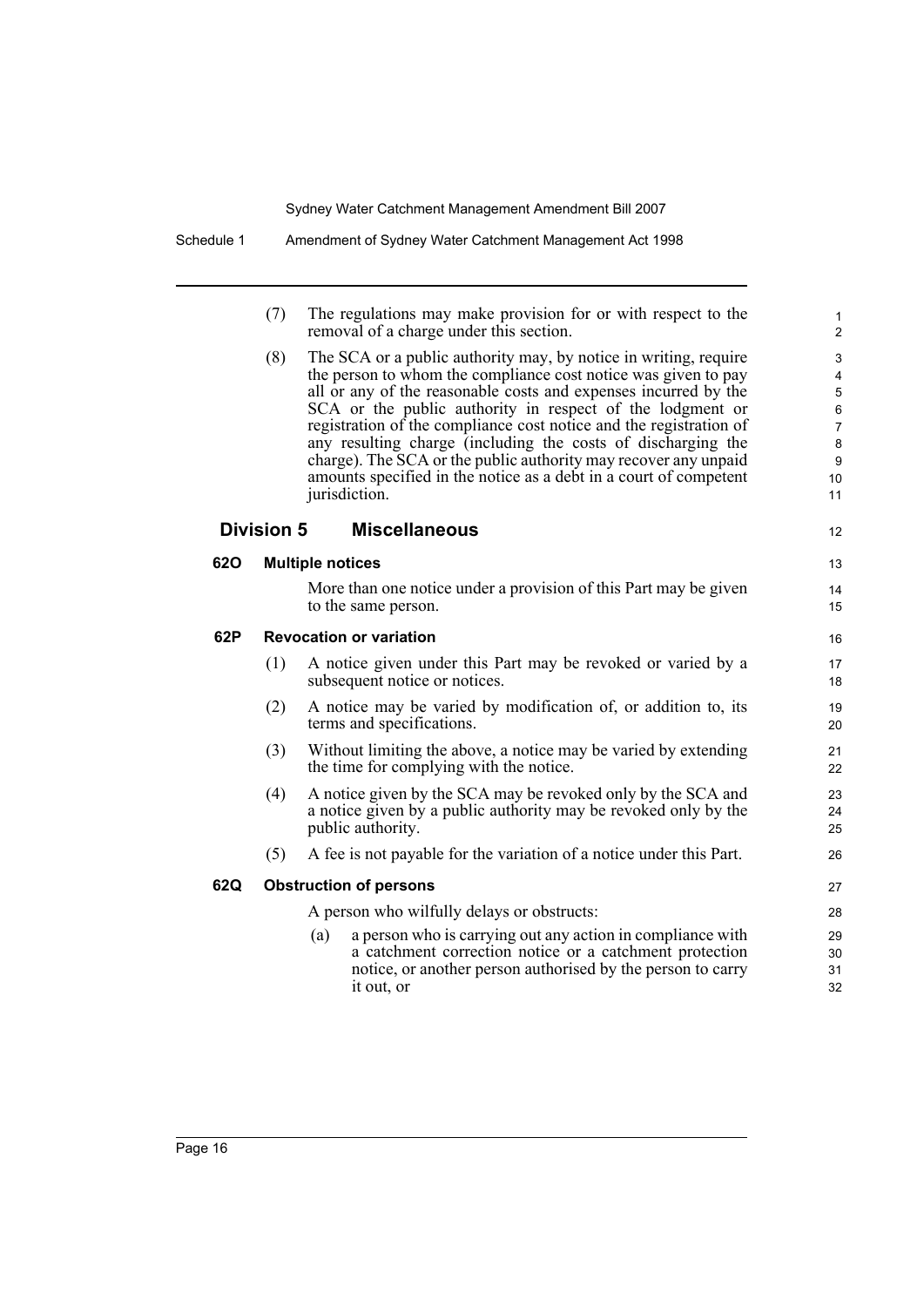(7) The regulations may make provision for or with respect to the removal of a charge under this section.

(8) The SCA or a public authority may, by notice in writing, require the person to whom the compliance cost notice was given to pay all or any of the reasonable costs and expenses incurred by the SCA or the public authority in respect of the lodgment or registration of the compliance cost notice and the registration of any resulting charge (including the costs of discharging the charge). The SCA or the public authority may recover any unpaid amounts specified in the notice as a debt in a court of competent jurisdiction.

## Division 5 Miscellaneous

### 62O Multiple notices

More than one notice under a provision of this Part may be given to the same person.

### 62P Revocation or variation

(1) A notice given under this Part may be revoked or varied by a subsequent notice or notices.

(2) A notice may be varied by modification of, or addition to, its terms and specifications.

(3) Without limiting the above, a notice may be varied by extending the time for complying with the notice.

(4) A notice given by the SCA may be revoked only by the SCA and a notice given by a public authority may be revoked only by the public authority.

(5) A fee is not payable for the variation of a notice under this Part.

### 62Q Obstruction of persons

A person who wilfully delays or obstructs:

(a) a person who is carrying out any action in compliance with a catchment correction notice or a catchment protection notice, or another person authorised by the person to carry it out, or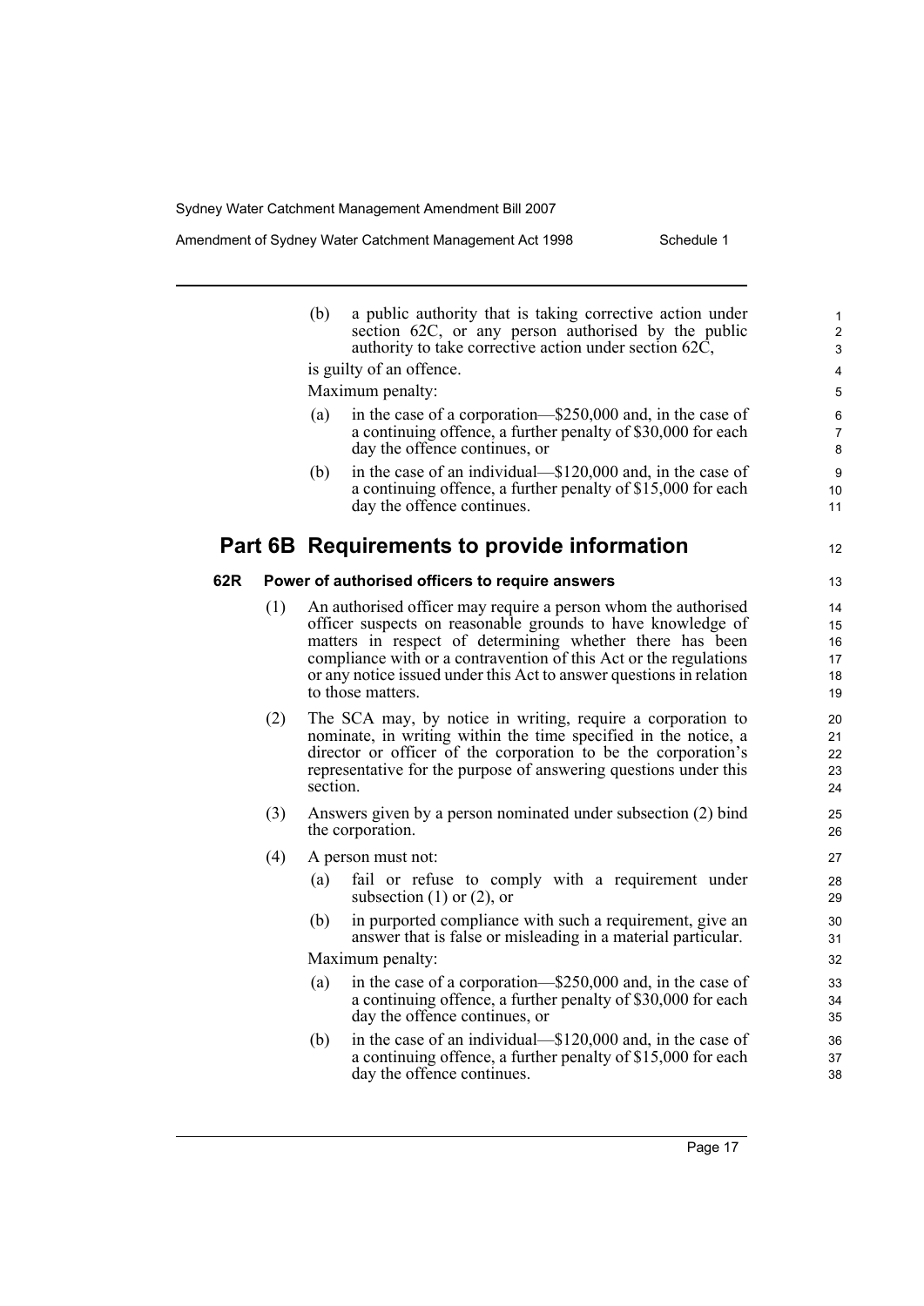(b) a public authority that is taking corrective action under section 62C, or any person authorised by the public authority to take corrective action under section 62C,

is guilty of an offence.

Maximum penalty:

(a) in the case of a corporation—$250,000 and, in the case of a continuing offence, a further penalty of $30,000 for each day the offence continues, or

(b) in the case of an individual—$120,000 and, in the case of a continuing offence, a further penalty of $15,000 for each day the offence continues.

## Part 6B Requirements to provide information

### 62R Power of authorised officers to require answers

(1) An authorised officer may require a person whom the authorised officer suspects on reasonable grounds to have knowledge of matters in respect of determining whether there has been compliance with or a contravention of this Act or the regulations or any notice issued under this Act to answer questions in relation to those matters.

(2) The SCA may, by notice in writing, require a corporation to nominate, in writing within the time specified in the notice, a director or officer of the corporation to be the corporation's representative for the purpose of answering questions under this section.

(3) Answers given by a person nominated under subsection (2) bind the corporation.

(4) A person must not:

(a) fail or refuse to comply with a requirement under subsection (1) or (2), or

(b) in purported compliance with such a requirement, give an answer that is false or misleading in a material particular.

Maximum penalty:

(a) in the case of a corporation—$250,000 and, in the case of a continuing offence, a further penalty of $30,000 for each day the offence continues, or

(b) in the case of an individual—$120,000 and, in the case of a continuing offence, a further penalty of $15,000 for each day the offence continues.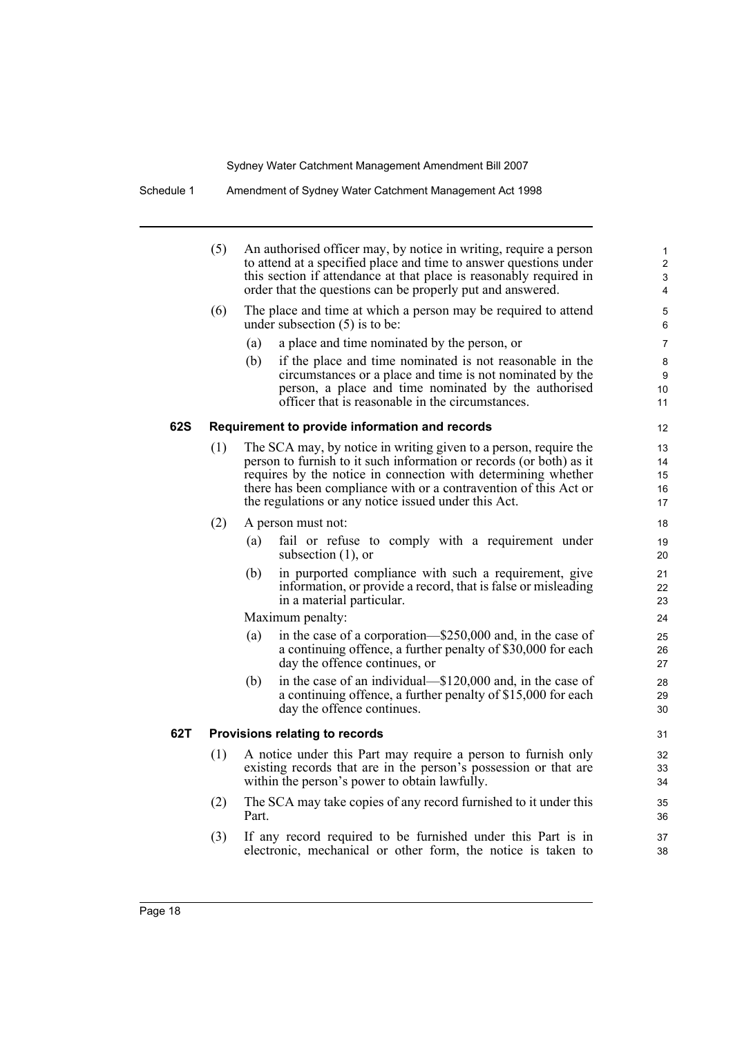(5) An authorised officer may, by notice in writing, require a person to attend at a specified place and time to answer questions under this section if attendance at that place is reasonably required in order that the questions can be properly put and answered.

(6) The place and time at which a person may be required to attend under subsection (5) is to be:

- (a) a place and time nominated by the person, or
- (b) if the place and time nominated is not reasonable in the circumstances or a place and time is not nominated by the person, a place and time nominated by the authorised officer that is reasonable in the circumstances.

### 62S Requirement to provide information and records

(1) The SCA may, by notice in writing given to a person, require the person to furnish to it such information or records (or both) as it requires by the notice in connection with determining whether there has been compliance with or a contravention of this Act or the regulations or any notice issued under this Act.

(2) A person must not:

- (a) fail or refuse to comply with a requirement under subsection (1), or
- (b) in purported compliance with such a requirement, give information, or provide a record, that is false or misleading in a material particular.

Maximum penalty:

- (a) in the case of a corporation—$250,000 and, in the case of a continuing offence, a further penalty of $30,000 for each day the offence continues, or
- (b) in the case of an individual—$120,000 and, in the case of a continuing offence, a further penalty of $15,000 for each day the offence continues.

### 62T Provisions relating to records

(1) A notice under this Part may require a person to furnish only existing records that are in the person's possession or that are within the person's power to obtain lawfully.

(2) The SCA may take copies of any record furnished to it under this Part.

(3) If any record required to be furnished under this Part is in electronic, mechanical or other form, the notice is taken to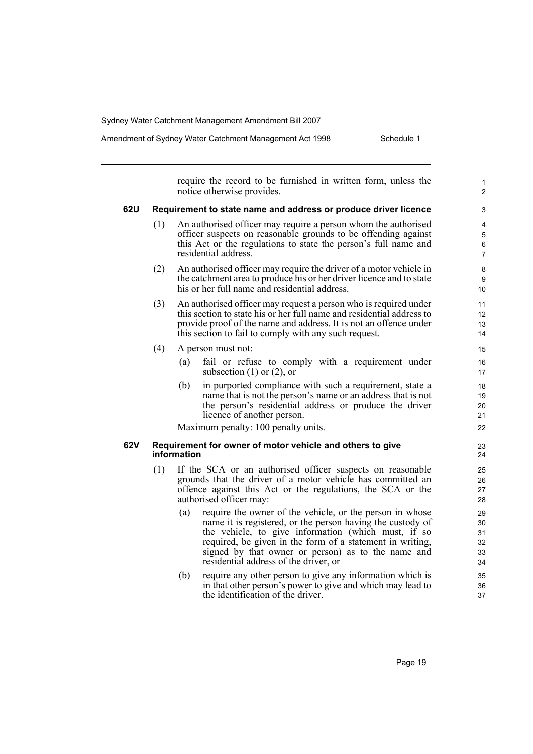require the record to be furnished in written form, unless the notice otherwise provides.

### 62U Requirement to state name and address or produce driver licence

(1) An authorised officer may require a person whom the authorised officer suspects on reasonable grounds to be offending against this Act or the regulations to state the person's full name and residential address.

(2) An authorised officer may require the driver of a motor vehicle in the catchment area to produce his or her driver licence and to state his or her full name and residential address.

(3) An authorised officer may request a person who is required under this section to state his or her full name and residential address to provide proof of the name and address. It is not an offence under this section to fail to comply with any such request.

(4) A person must not:

(a) fail or refuse to comply with a requirement under subsection (1) or (2), or

(b) in purported compliance with such a requirement, state a name that is not the person's name or an address that is not the person's residential address or produce the driver licence of another person.

Maximum penalty: 100 penalty units.

### 62V Requirement for owner of motor vehicle and others to give information

(1) If the SCA or an authorised officer suspects on reasonable grounds that the driver of a motor vehicle has committed an offence against this Act or the regulations, the SCA or the authorised officer may:

(a) require the owner of the vehicle, or the person in whose name it is registered, or the person having the custody of the vehicle, to give information (which must, if so required, be given in the form of a statement in writing, signed by that owner or person) as to the name and residential address of the driver, or

(b) require any other person to give any information which is in that other person's power to give and which may lead to the identification of the driver.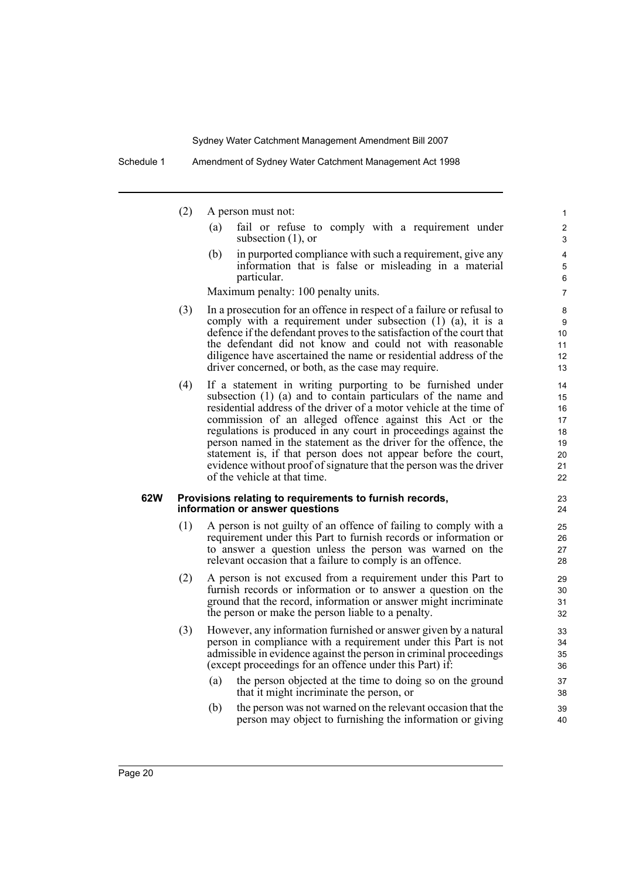(2) A person must not:

(a) fail or refuse to comply with a requirement under subsection (1), or

(b) in purported compliance with such a requirement, give any information that is false or misleading in a material particular.

Maximum penalty: 100 penalty units.

(3) In a prosecution for an offence in respect of a failure or refusal to comply with a requirement under subsection (1) (a), it is a defence if the defendant proves to the satisfaction of the court that the defendant did not know and could not with reasonable diligence have ascertained the name or residential address of the driver concerned, or both, as the case may require.

(4) If a statement in writing purporting to be furnished under subsection (1) (a) and to contain particulars of the name and residential address of the driver of a motor vehicle at the time of commission of an alleged offence against this Act or the regulations is produced in any court in proceedings against the person named in the statement as the driver for the offence, the statement is, if that person does not appear before the court, evidence without proof of signature that the person was the driver of the vehicle at that time.

**62W Provisions relating to requirements to furnish records, information or answer questions**

(1) A person is not guilty of an offence of failing to comply with a requirement under this Part to furnish records or information or to answer a question unless the person was warned on the relevant occasion that a failure to comply is an offence.

(2) A person is not excused from a requirement under this Part to furnish records or information or to answer a question on the ground that the record, information or answer might incriminate the person or make the person liable to a penalty.

(3) However, any information furnished or answer given by a natural person in compliance with a requirement under this Part is not admissible in evidence against the person in criminal proceedings (except proceedings for an offence under this Part) if:

(a) the person objected at the time to doing so on the ground that it might incriminate the person, or

(b) the person was not warned on the relevant occasion that the person may object to furnishing the information or giving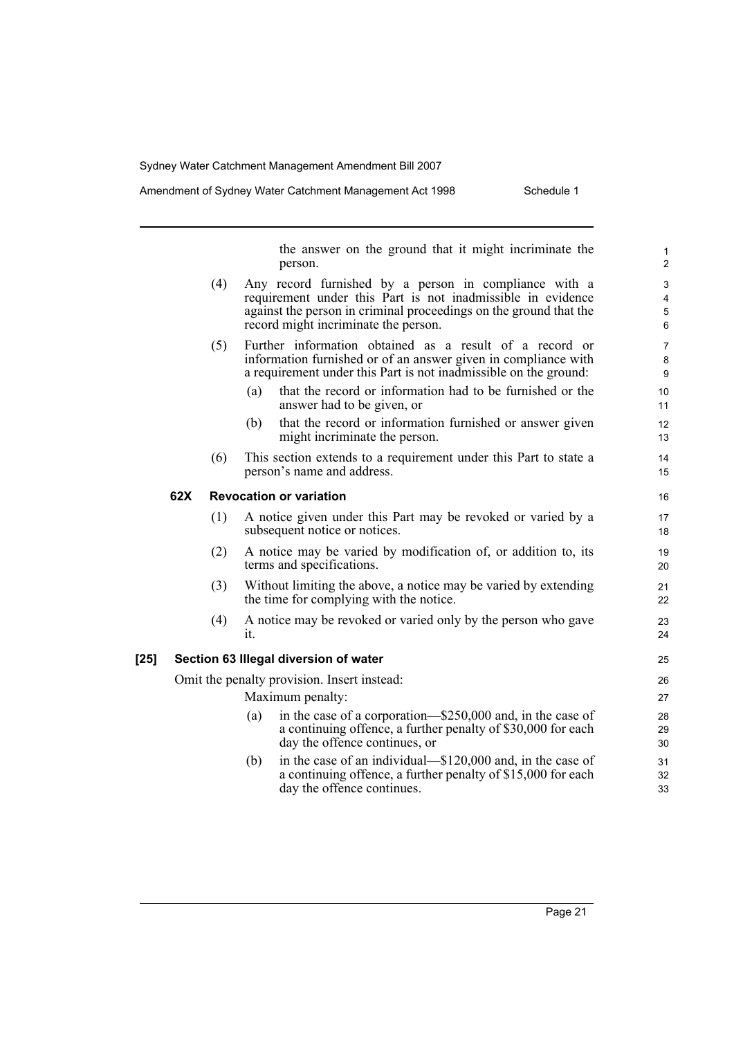the answer on the ground that it might incriminate the person.

(4) Any record furnished by a person in compliance with a requirement under this Part is not inadmissible in evidence against the person in criminal proceedings on the ground that the record might incriminate the person.

(5) Further information obtained as a result of a record or information furnished or of an answer given in compliance with a requirement under this Part is not inadmissible on the ground:

(a) that the record or information had to be furnished or the answer had to be given, or

(b) that the record or information furnished or answer given might incriminate the person.

(6) This section extends to a requirement under this Part to state a person's name and address.

**62X Revocation or variation**

(1) A notice given under this Part may be revoked or varied by a subsequent notice or notices.

(2) A notice may be varied by modification of, or addition to, its terms and specifications.

(3) Without limiting the above, a notice may be varied by extending the time for complying with the notice.

(4) A notice may be revoked or varied only by the person who gave it.

**[25] Section 63 Illegal diversion of water**

Omit the penalty provision. Insert instead:

Maximum penalty:

(a) in the case of a corporation—$250,000 and, in the case of a continuing offence, a further penalty of $30,000 for each day the offence continues, or

(b) in the case of an individual—$120,000 and, in the case of a continuing offence, a further penalty of $15,000 for each day the offence continues.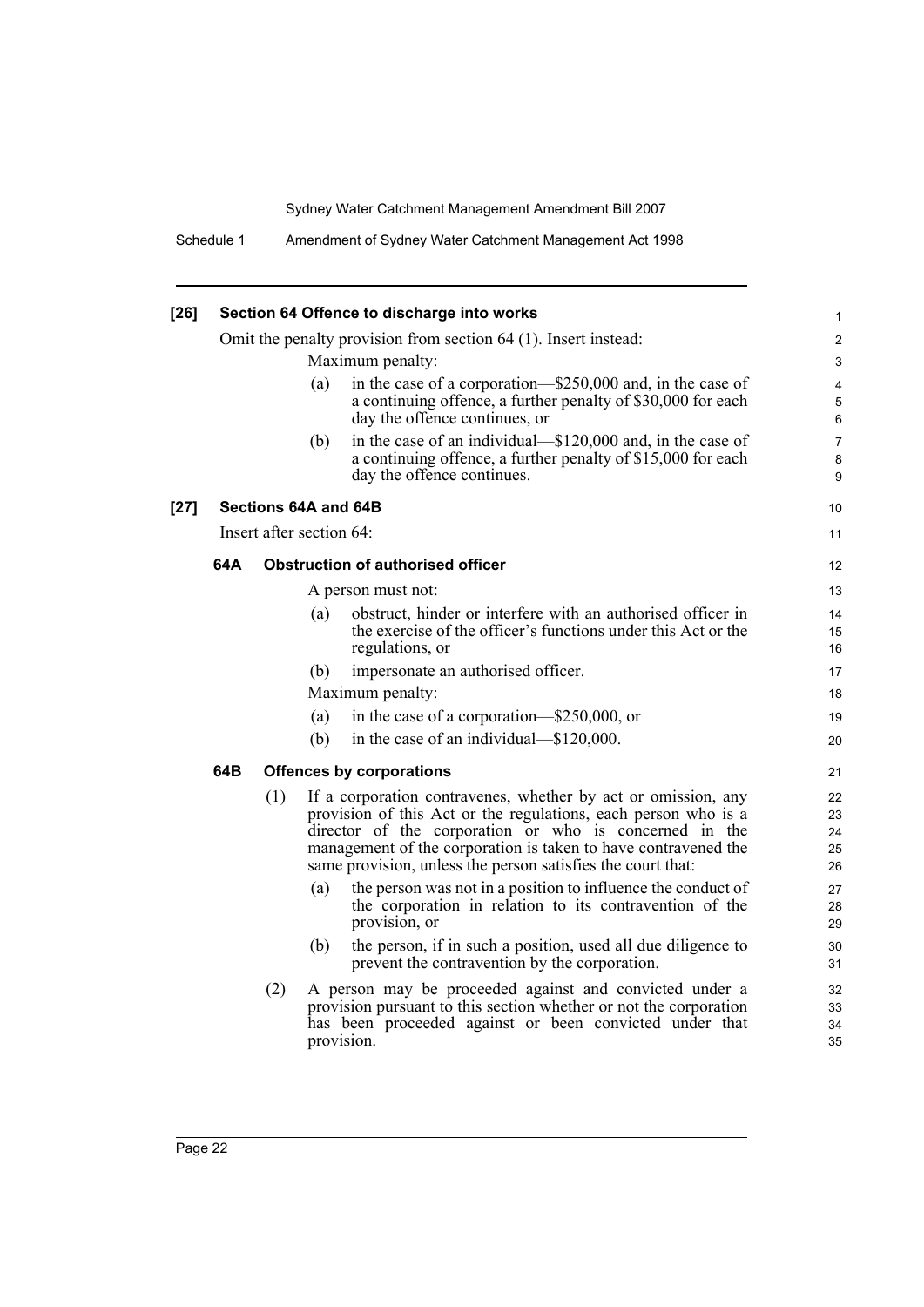**[26] Section 64 Offence to discharge into works**

Omit the penalty provision from section 64 (1). Insert instead:

Maximum penalty:

(a) in the case of a corporation—$250,000 and, in the case of a continuing offence, a further penalty of $30,000 for each day the offence continues, or

(b) in the case of an individual—$120,000 and, in the case of a continuing offence, a further penalty of $15,000 for each day the offence continues.

**[27] Sections 64A and 64B**

Insert after section 64:

**64A Obstruction of authorised officer**

A person must not:

(a) obstruct, hinder or interfere with an authorised officer in the exercise of the officer's functions under this Act or the regulations, or

(b) impersonate an authorised officer.

Maximum penalty:

(a) in the case of a corporation—$250,000, or

(b) in the case of an individual—$120,000.

**64B Offences by corporations**

(1) If a corporation contravenes, whether by act or omission, any provision of this Act or the regulations, each person who is a director of the corporation or who is concerned in the management of the corporation is taken to have contravened the same provision, unless the person satisfies the court that:

(a) the person was not in a position to influence the conduct of the corporation in relation to its contravention of the provision, or

(b) the person, if in such a position, used all due diligence to prevent the contravention by the corporation.

(2) A person may be proceeded against and convicted under a provision pursuant to this section whether or not the corporation has been proceeded against or been convicted under that provision.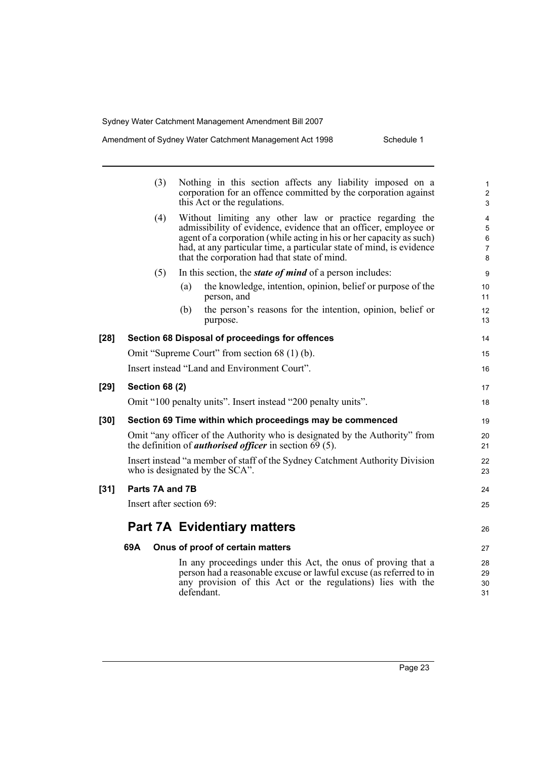(3) Nothing in this section affects any liability imposed on a corporation for an offence committed by the corporation against this Act or the regulations.

(4) Without limiting any other law or practice regarding the admissibility of evidence, evidence that an officer, employee or agent of a corporation (while acting in his or her capacity as such) had, at any particular time, a particular state of mind, is evidence that the corporation had that state of mind.

(5) In this section, the ***state of mind*** of a person includes:

(a) the knowledge, intention, opinion, belief or purpose of the person, and

(b) the person's reasons for the intention, opinion, belief or purpose.

**[28] Section 68 Disposal of proceedings for offences**

Omit "Supreme Court" from section 68 (1) (b).

Insert instead "Land and Environment Court".

**[29] Section 68 (2)**

Omit "100 penalty units". Insert instead "200 penalty units".

**[30] Section 69 Time within which proceedings may be commenced**

Omit "any officer of the Authority who is designated by the Authority" from the definition of ***authorised officer*** in section 69 (5).

Insert instead "a member of staff of the Sydney Catchment Authority Division who is designated by the SCA".

**[31] Parts 7A and 7B**

Insert after section 69:

## Part 7A Evidentiary matters

**69A Onus of proof of certain matters**

In any proceedings under this Act, the onus of proving that a person had a reasonable excuse or lawful excuse (as referred to in any provision of this Act or the regulations) lies with the defendant.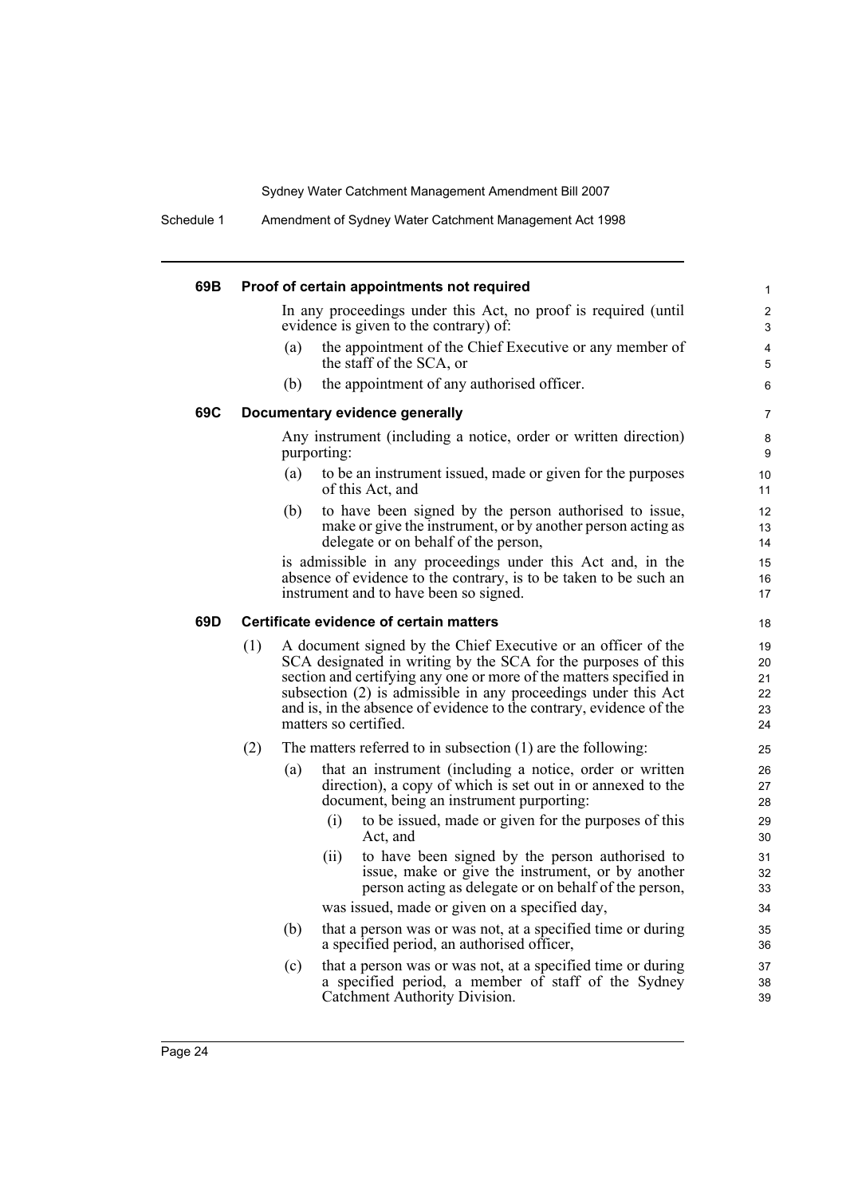### 69B Proof of certain appointments not required

In any proceedings under this Act, no proof is required (until evidence is given to the contrary) of:

(a) the appointment of the Chief Executive or any member of the staff of the SCA, or

(b) the appointment of any authorised officer.

### 69C Documentary evidence generally

Any instrument (including a notice, order or written direction) purporting:

(a) to be an instrument issued, made or given for the purposes of this Act, and

(b) to have been signed by the person authorised to issue, make or give the instrument, or by another person acting as delegate or on behalf of the person,

is admissible in any proceedings under this Act and, in the absence of evidence to the contrary, is to be taken to be such an instrument and to have been so signed.

### 69D Certificate evidence of certain matters

(1) A document signed by the Chief Executive or an officer of the SCA designated in writing by the SCA for the purposes of this section and certifying any one or more of the matters specified in subsection (2) is admissible in any proceedings under this Act and is, in the absence of evidence to the contrary, evidence of the matters so certified.

(2) The matters referred to in subsection (1) are the following:

(a) that an instrument (including a notice, order or written direction), a copy of which is set out in or annexed to the document, being an instrument purporting:

(i) to be issued, made or given for the purposes of this Act, and

(ii) to have been signed by the person authorised to issue, make or give the instrument, or by another person acting as delegate or on behalf of the person,

was issued, made or given on a specified day,

(b) that a person was or was not, at a specified time or during a specified period, an authorised officer,

(c) that a person was or was not, at a specified time or during a specified period, a member of staff of the Sydney Catchment Authority Division.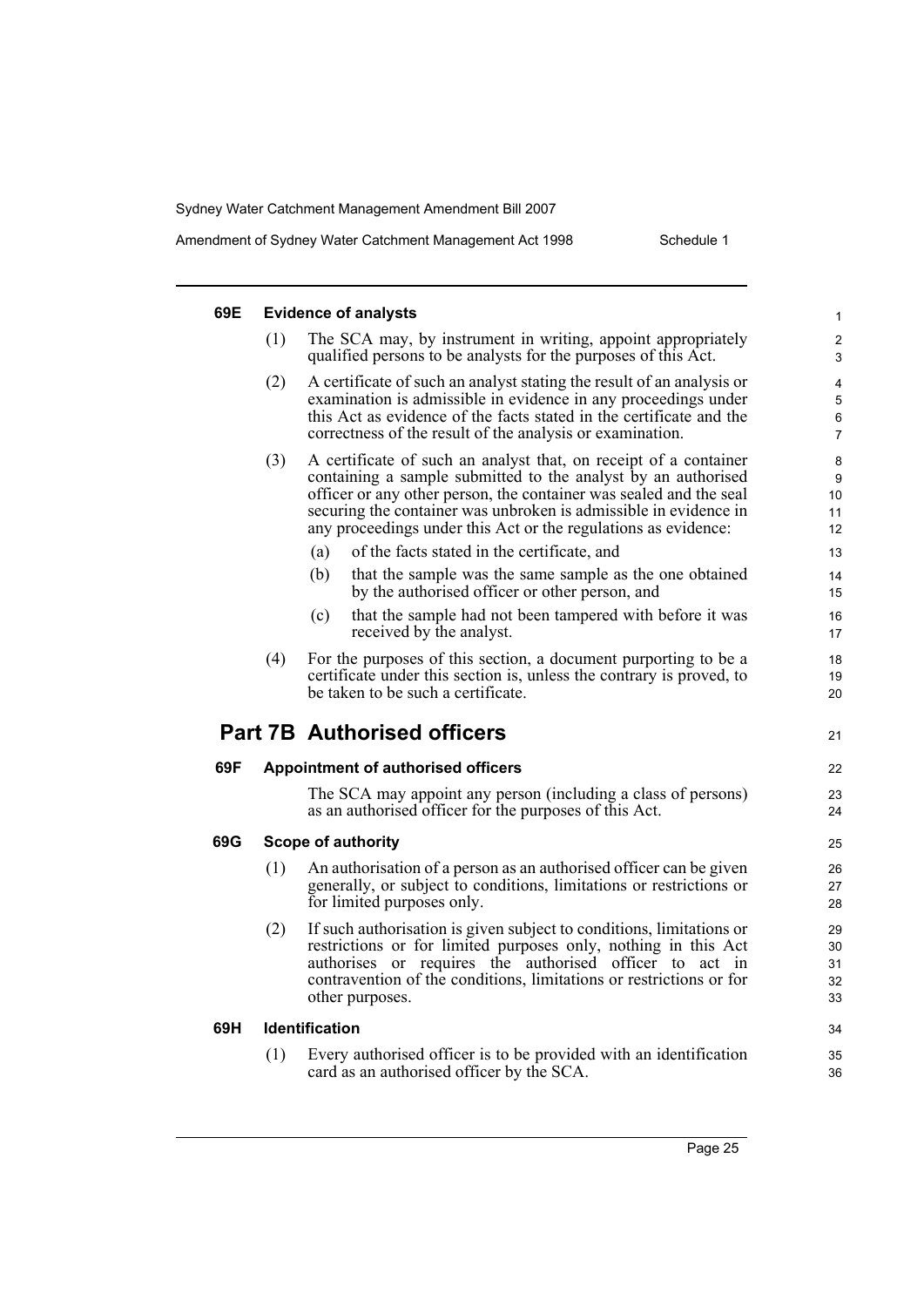#### 69E Evidence of analysts

(1) The SCA may, by instrument in writing, appoint appropriately qualified persons to be analysts for the purposes of this Act.

(2) A certificate of such an analyst stating the result of an analysis or examination is admissible in evidence in any proceedings under this Act as evidence of the facts stated in the certificate and the correctness of the result of the analysis or examination.

(3) A certificate of such an analyst that, on receipt of a container containing a sample submitted to the analyst by an authorised officer or any other person, the container was sealed and the seal securing the container was unbroken is admissible in evidence in any proceedings under this Act or the regulations as evidence:

- (a) of the facts stated in the certificate, and
- (b) that the sample was the same sample as the one obtained by the authorised officer or other person, and
- (c) that the sample had not been tampered with before it was received by the analyst.

(4) For the purposes of this section, a document purporting to be a certificate under this section is, unless the contrary is proved, to be taken to be such a certificate.

## Part 7B Authorised officers

#### 69F Appointment of authorised officers

The SCA may appoint any person (including a class of persons) as an authorised officer for the purposes of this Act.

#### 69G Scope of authority

(1) An authorisation of a person as an authorised officer can be given generally, or subject to conditions, limitations or restrictions or for limited purposes only.

(2) If such authorisation is given subject to conditions, limitations or restrictions or for limited purposes only, nothing in this Act authorises or requires the authorised officer to act in contravention of the conditions, limitations or restrictions or for other purposes.

#### 69H Identification

(1) Every authorised officer is to be provided with an identification card as an authorised officer by the SCA.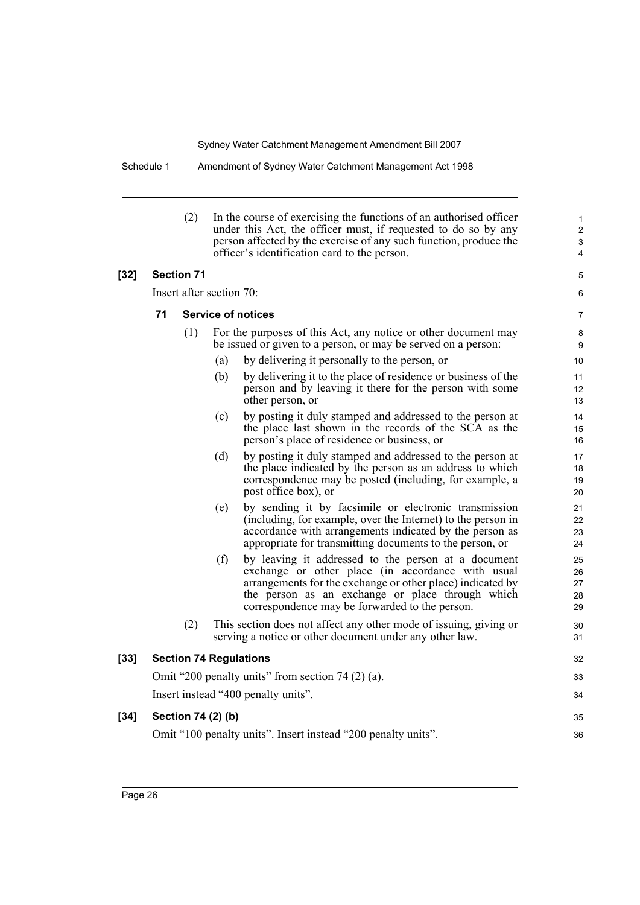(2) In the course of exercising the functions of an authorised officer under this Act, the officer must, if requested to do so by any person affected by the exercise of any such function, produce the officer's identification card to the person.

**[32] Section 71**

Insert after section 70:

**71 Service of notices**

(1) For the purposes of this Act, any notice or other document may be issued or given to a person, or may be served on a person:

(a) by delivering it personally to the person, or

(b) by delivering it to the place of residence or business of the person and by leaving it there for the person with some other person, or

(c) by posting it duly stamped and addressed to the person at the place last shown in the records of the SCA as the person's place of residence or business, or

(d) by posting it duly stamped and addressed to the person at the place indicated by the person as an address to which correspondence may be posted (including, for example, a post office box), or

(e) by sending it by facsimile or electronic transmission (including, for example, over the Internet) to the person in accordance with arrangements indicated by the person as appropriate for transmitting documents to the person, or

(f) by leaving it addressed to the person at a document exchange or other place (in accordance with usual arrangements for the exchange or other place) indicated by the person as an exchange or place through which correspondence may be forwarded to the person.

(2) This section does not affect any other mode of issuing, giving or serving a notice or other document under any other law.

**[33] Section 74 Regulations**

Omit "200 penalty units" from section 74 (2) (a).

Insert instead "400 penalty units".

**[34] Section 74 (2) (b)**

Omit "100 penalty units". Insert instead "200 penalty units".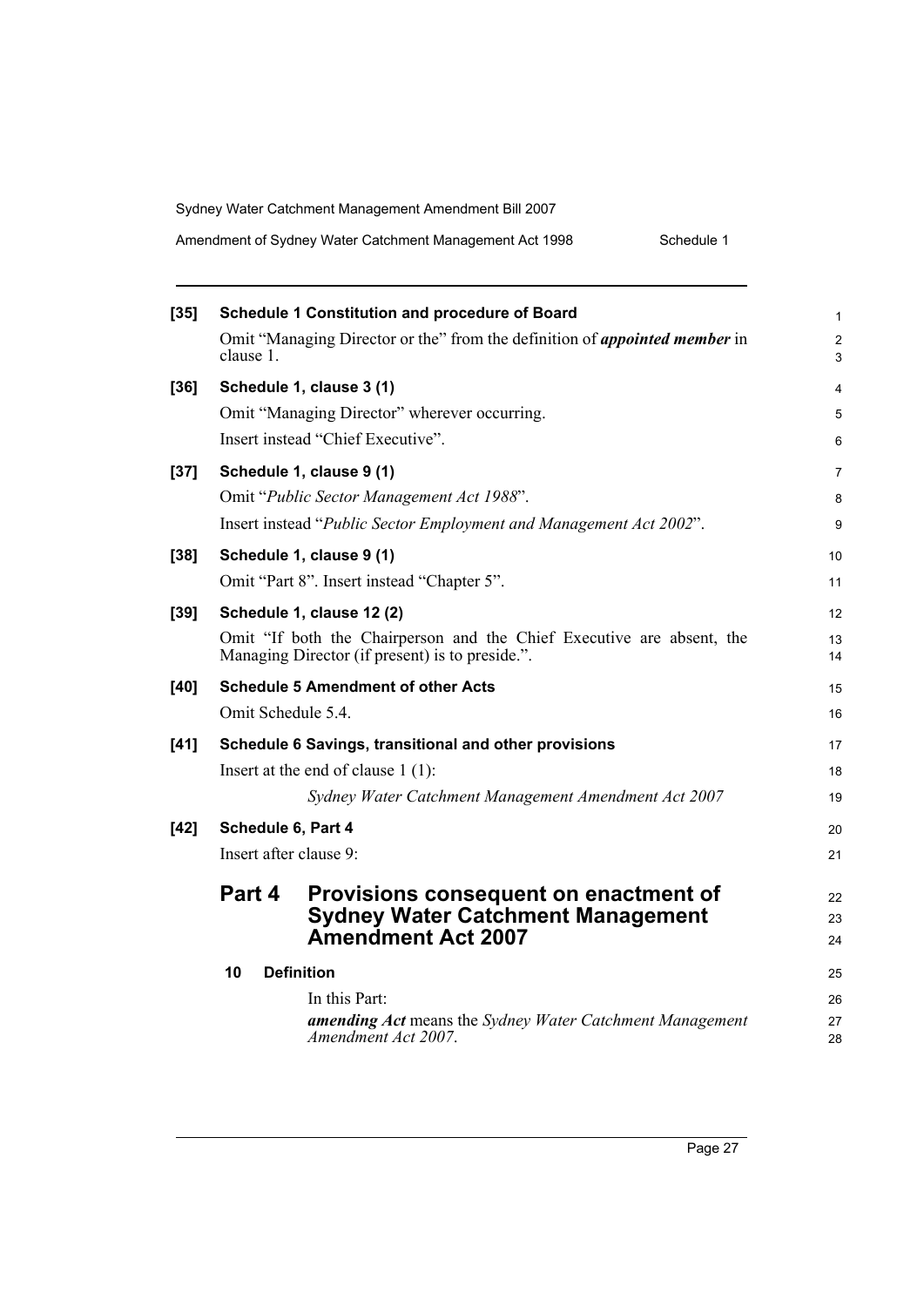**[35] Schedule 1 Constitution and procedure of Board**

Omit "Managing Director or the" from the definition of ***appointed member*** in clause 1.

**[36] Schedule 1, clause 3 (1)**

Omit "Managing Director" wherever occurring.

Insert instead "Chief Executive".

**[37] Schedule 1, clause 9 (1)**

Omit "*Public Sector Management Act 1988*".

Insert instead "*Public Sector Employment and Management Act 2002*".

**[38] Schedule 1, clause 9 (1)**

Omit "Part 8". Insert instead "Chapter 5".

**[39] Schedule 1, clause 12 (2)**

Omit "If both the Chairperson and the Chief Executive are absent, the Managing Director (if present) is to preside.".

**[40] Schedule 5 Amendment of other Acts**

Omit Schedule 5.4.

**[41] Schedule 6 Savings, transitional and other provisions**

Insert at the end of clause 1 (1):

*Sydney Water Catchment Management Amendment Act 2007*

**[42] Schedule 6, Part 4**

Insert after clause 9:

## Part 4 Provisions consequent on enactment of Sydney Water Catchment Management Amendment Act 2007

**10 Definition**

In this Part:

***amending Act*** means the *Sydney Water Catchment Management Amendment Act 2007*.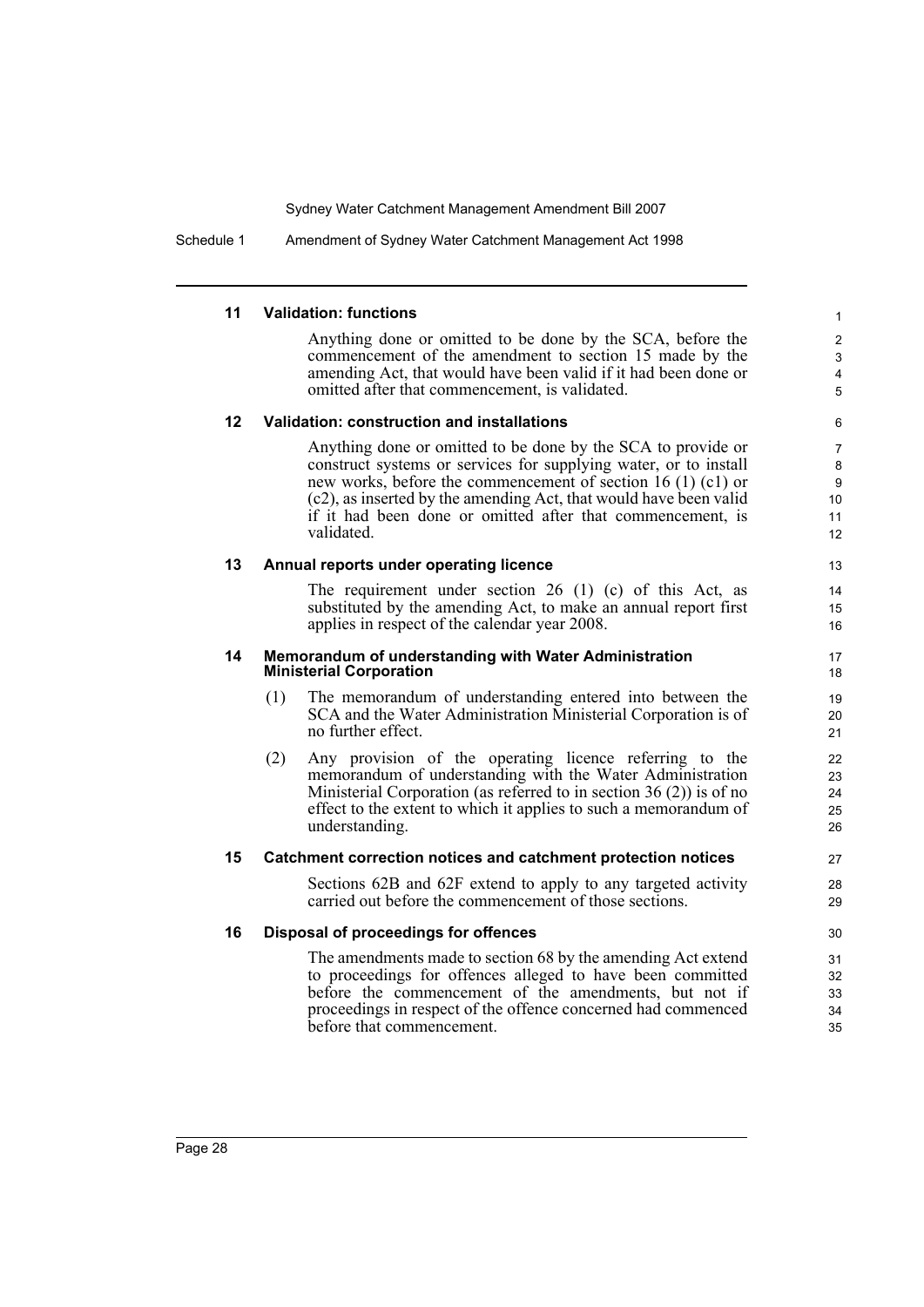### 11 Validation: functions

Anything done or omitted to be done by the SCA, before the commencement of the amendment to section 15 made by the amending Act, that would have been valid if it had been done or omitted after that commencement, is validated.

### 12 Validation: construction and installations

Anything done or omitted to be done by the SCA to provide or construct systems or services for supplying water, or to install new works, before the commencement of section 16 (1) (c1) or (c2), as inserted by the amending Act, that would have been valid if it had been done or omitted after that commencement, is validated.

### 13 Annual reports under operating licence

The requirement under section 26 (1) (c) of this Act, as substituted by the amending Act, to make an annual report first applies in respect of the calendar year 2008.

### 14 Memorandum of understanding with Water Administration Ministerial Corporation

(1) The memorandum of understanding entered into between the SCA and the Water Administration Ministerial Corporation is of no further effect.

(2) Any provision of the operating licence referring to the memorandum of understanding with the Water Administration Ministerial Corporation (as referred to in section 36 (2)) is of no effect to the extent to which it applies to such a memorandum of understanding.

### 15 Catchment correction notices and catchment protection notices

Sections 62B and 62F extend to apply to any targeted activity carried out before the commencement of those sections.

### 16 Disposal of proceedings for offences

The amendments made to section 68 by the amending Act extend to proceedings for offences alleged to have been committed before the commencement of the amendments, but not if proceedings in respect of the offence concerned had commenced before that commencement.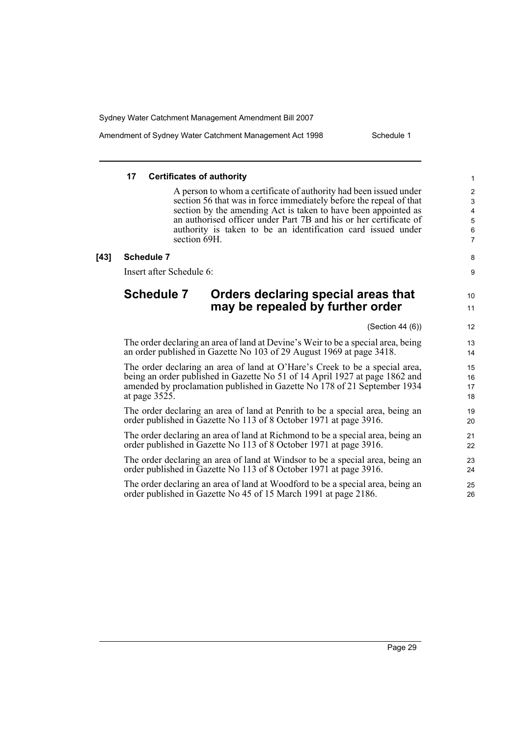#### 17 Certificates of authority

A person to whom a certificate of authority had been issued under section 56 that was in force immediately before the repeal of that section by the amending Act is taken to have been appointed as an authorised officer under Part 7B and his or her certificate of authority is taken to be an identification card issued under section 69H.

**[43] Schedule 7**

Insert after Schedule 6:

## Schedule 7 Orders declaring special areas that may be repealed by further order

(Section 44 (6))

The order declaring an area of land at Devine's Weir to be a special area, being an order published in Gazette No 103 of 29 August 1969 at page 3418.

The order declaring an area of land at O'Hare's Creek to be a special area, being an order published in Gazette No 51 of 14 April 1927 at page 1862 and amended by proclamation published in Gazette No 178 of 21 September 1934 at page 3525.

The order declaring an area of land at Penrith to be a special area, being an order published in Gazette No 113 of 8 October 1971 at page 3916.

The order declaring an area of land at Richmond to be a special area, being an order published in Gazette No 113 of 8 October 1971 at page 3916.

The order declaring an area of land at Windsor to be a special area, being an order published in Gazette No 113 of 8 October 1971 at page 3916.

The order declaring an area of land at Woodford to be a special area, being an order published in Gazette No 45 of 15 March 1991 at page 2186.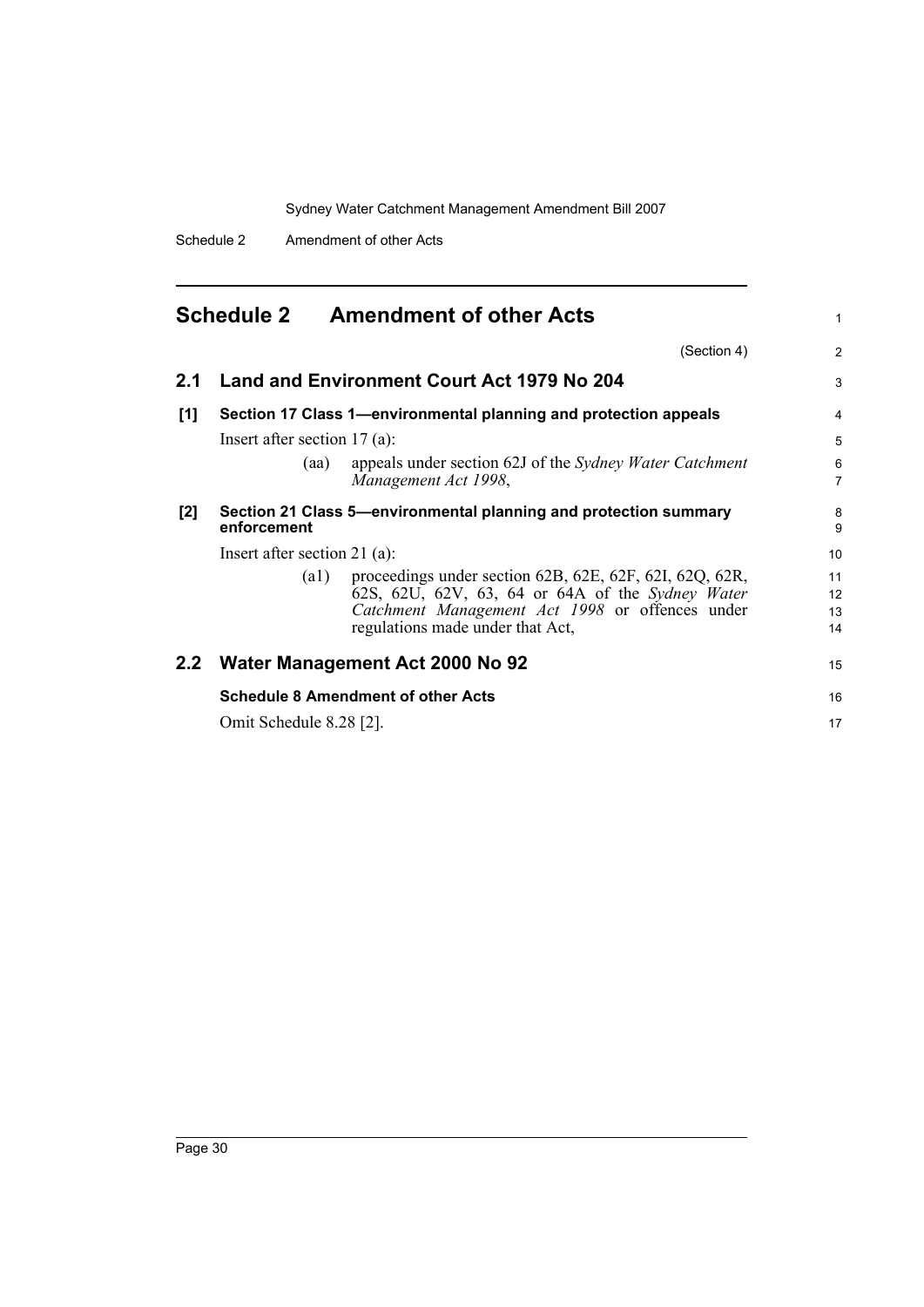## Schedule 2 Amendment of other Acts

(Section 4)

### 2.1 Land and Environment Court Act 1979 No 204

**[1] Section 17 Class 1—environmental planning and protection appeals**

Insert after section 17 (a):

(aa) appeals under section 62J of the *Sydney Water Catchment Management Act 1998*,

**[2] Section 21 Class 5—environmental planning and protection summary enforcement**

Insert after section 21 (a):

(a1) proceedings under section 62B, 62E, 62F, 62I, 62Q, 62R, 62S, 62U, 62V, 63, 64 or 64A of the *Sydney Water Catchment Management Act 1998* or offences under regulations made under that Act,

### 2.2 Water Management Act 2000 No 92

**Schedule 8 Amendment of other Acts**

Omit Schedule 8.28 [2].